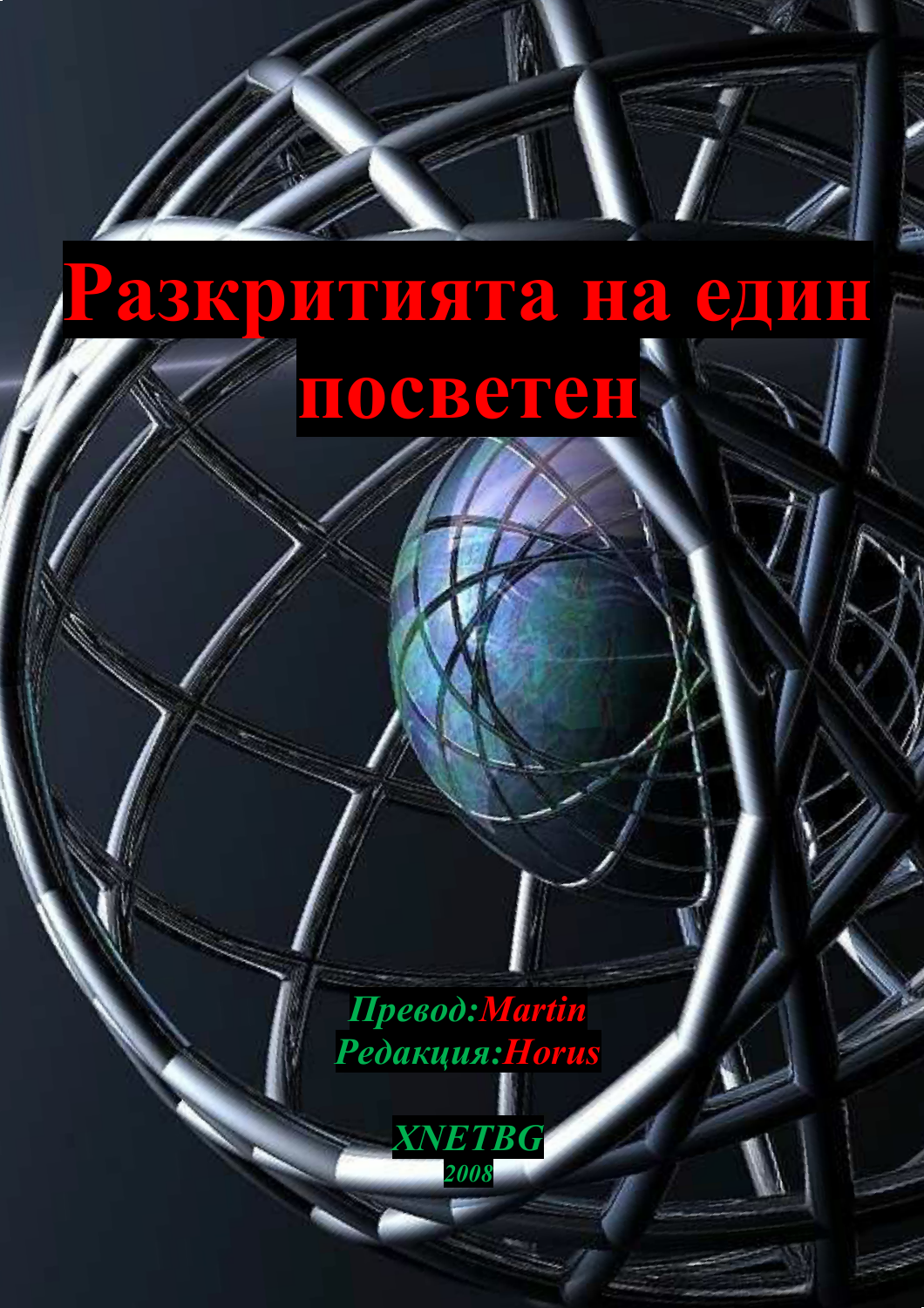# Разкритията на един посветен

*Превод:Martin*
*Редакция:Horus*

*XNETBG*
*2008*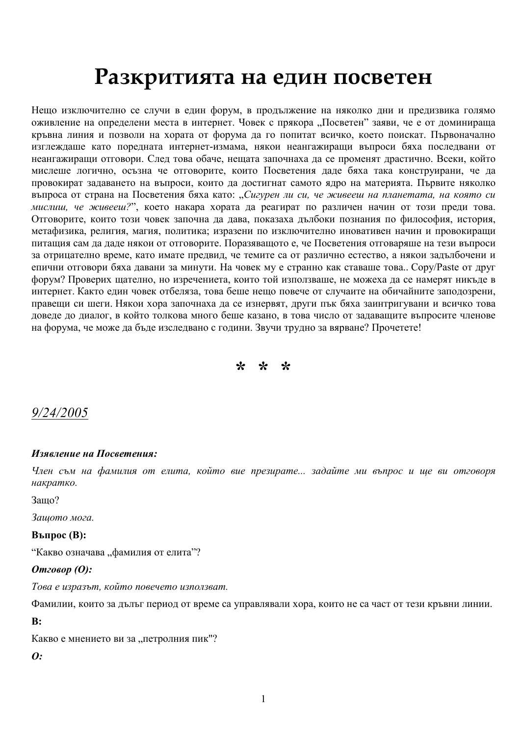# Разкритията на един посветен

Нещо изключително се случи в един форум, в продължение на няколко дни и предизвика голямо оживление на определени места в интернет. Човек с прякора „Посветен" заяви, че е от доминираща кръвна линия и позволи на хората от форума да го попитат всичко, което поискат. Първоначално изглеждаше като поредната интернет-измама, някои неангажиращи въпроси бяха последвани от неангажиращи отговори. След това обаче, нещата започнаха да се променят драстично. Всеки, който мислеше логично, осъзна че отговорите, които Посветения даде бяха така конструирани, че да провокират задаването на въпроси, които да достигнат самото ядро на материята. Първите няколко въпроса от страна на Посветения бяха като: „*Сигурен ли си, че живееш на планетата, на която си мислиш, че живееш?*", което накара хората да реагират по различен начин от този преди това. Отговорите, които този човек започна да дава, показаха дълбоки познания по философия, история, метафизика, религия, магия, политика; изразени по изключително иновативен начин и провокиращи питащия сам да даде някои от отговорите. Поразяващото е, че Посветения отговаряше на тези въпроси за отрицателно време, като имате предвид, че темите са от различно естество, а някои задълбочени и епични отговори бяха давани за минути. На човек му е странно как ставаше това.. Copy/Paste от друг форум? Проверих щателно, но изреченията, които той използваше, не можеха да се намерят никъде в интернет. Както един човек отбеляза, това беше нещо повече от случаите на обичайните заподозрени, правещи си шеги. Някои хора започнаха да се изнервят, други пък бяха заинтригувани и всичко това доведе до диалог, в който толкова много беше казано, в това число от задаващите въпросите членове на форума, че може да бъде изследвано с години. Звучи трудно за вярване? Прочетете!

**\*  \*  \***

<u>*9/24/2005*</u>

***Изявление на Посветения:***

*Член съм на фамилия от елита, който вие презирате... задайте ми въпрос и ще ви отговоря накратко.*

Защо?

*Защото мога.*

**Въпрос (В):**

"Какво означава „фамилия от елита"?

***Отговор (О):***

*Това е изразът, който повечето използват.*

Фамилии, които за дълъг период от време са управлявали хора, които не са част от тези кръвни линии.

**В:**

Какво е мнението ви за „петролния пик"?

***О:***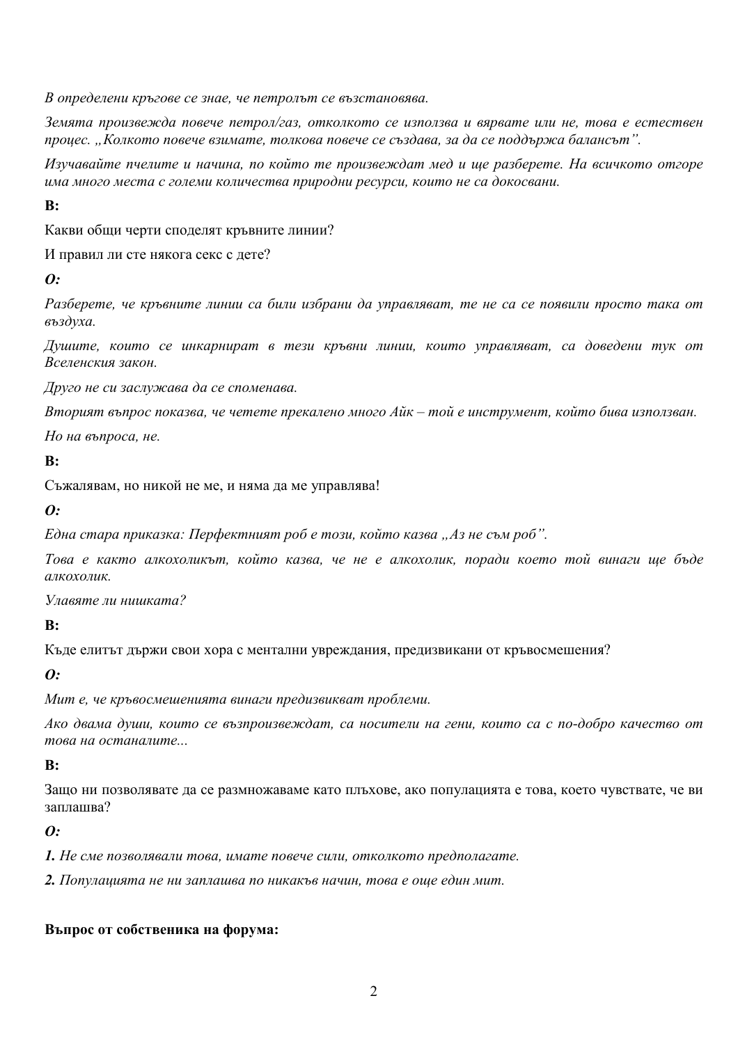*В определени кръгове се знае, че петролът се възстановява.*

*Земята произвежда повече петрол/газ, отколкото се използва и вярвате или не, това е естествен процес. „Колкото повече взимате, толкова повече се създава, за да се поддържа балансът”.*

*Изучавайте пчелите и начина, по който те произвеждат мед и ще разберете. На всичкото отгоре има много места с големи количества природни ресурси, които не са докосвани.*

**В:**

Какви общи черти споделят кръвните линии?

И правил ли сте някога секс с дете?

***О:***

*Разберете, че кръвните линии са били избрани да управляват, те не са се появили просто така от въздуха.*

*Душите, които се инкарнират в тези кръвни линии, които управляват, са доведени тук от Вселенския закон.*

*Друго не си заслужава да се споменава.*

*Вторият въпрос показва, че четете прекалено много Айк – той е инструмент, който бива използван.*

*Но на въпроса, не.*

**В:**

Съжалявам, но никой не ме, и няма да ме управлява!

***О:***

*Една стара приказка: Перфектният роб е този, който казва „Аз не съм роб”.*

*Това е както алкохоликът, който казва, че не е алкохолик, поради което той винаги ще бъде алкохолик.*

*Улавяте ли нишката?*

**В:**

Къде елитът държи свои хора с ментални увреждания, предизвикани от кръвосмешения?

***О:***

*Мит е, че кръвосмешенията винаги предизвикват проблеми.*

*Ако двама души, които се възпроизвеждат, са носители на гени, които са с по-добро качество от това на останалите...*

**В:**

Защо ни позволявате да се размножаваме като плъхове, ако популацията е това, което чувствате, че ви заплашва?

***О:***

***1.*** *Не сме позволявали това, имате повече сили, отколкото предполагате.*

***2.*** *Популацията не ни заплашва по никакъв начин, това е още един мит.*

**Въпрос от собственика на форума:**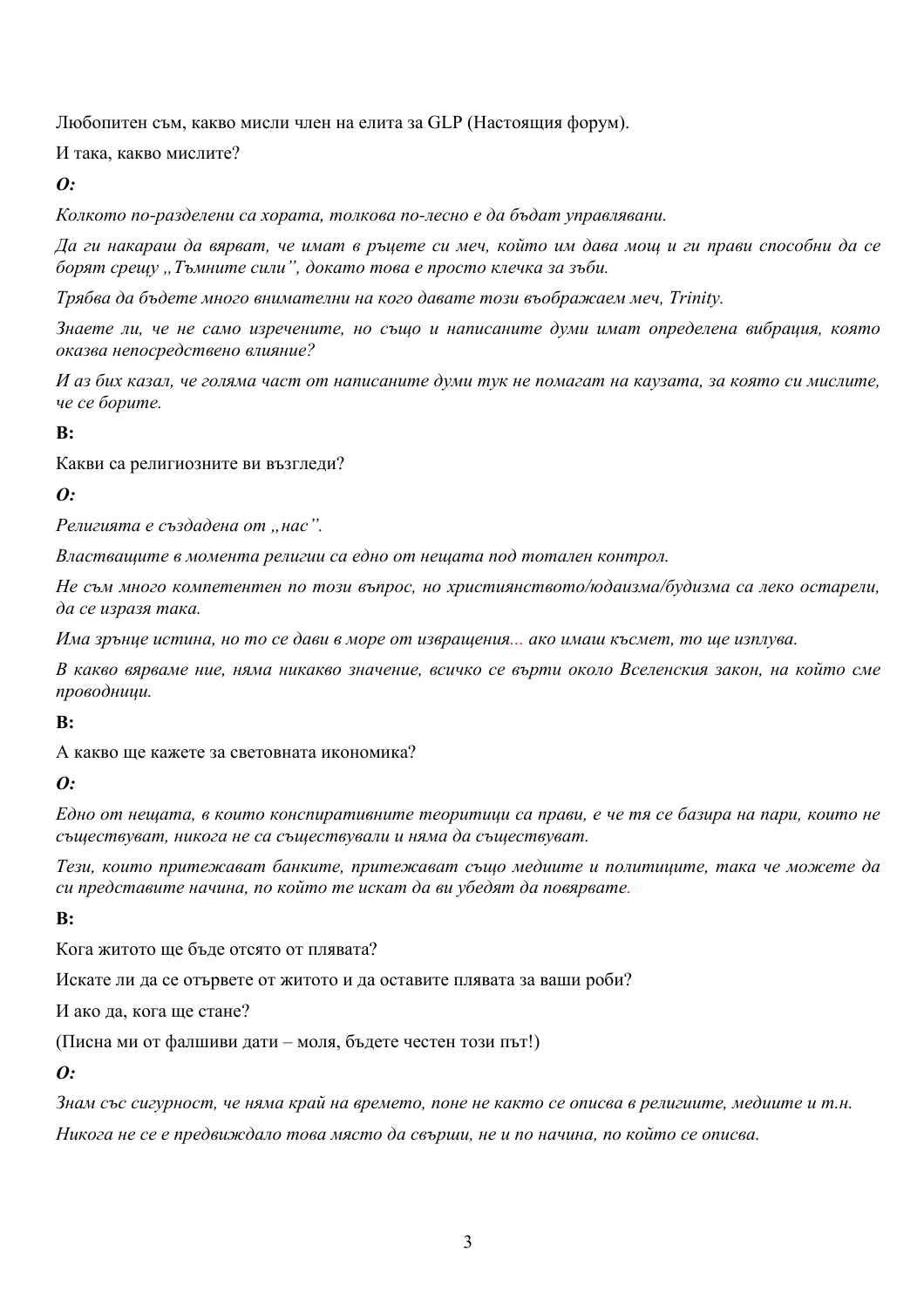Любопитен съм, какво мисли член на елита за GLP (Настоящия форум).

И така, какво мислите?

***О:***

*Колкото по-разделени са хората, толкова по-лесно е да бъдат управлявани.*

*Да ги накараш да вярват, че имат в ръцете си меч, който им дава мощ и ги прави способни да се борят срещу „Тъмните сили”, докато това е просто клечка за зъби.*

*Трябва да бъдете много внимателни на кого давате този въображаем меч, Trinity.*

*Знаете ли, че не само изречените, но също и написаните думи имат определена вибрация, която оказва непосредствено влияние?*

*И аз бих казал, че голяма част от написаните думи тук не помагат на каузата, за която си мислите, че се борите.*

**В:**

Какви са религиозните ви възгледи?

***О:***

*Религията е създадена от „нас”.*

*Властващите в момента религии са едно от нещата под тотален контрол.*

*Не съм много компетентен по този въпрос, но християнството/юдаизма/будизма са леко остарели, да се изразя така.*

*Има зрънце истина, но то се дави в море от извращения... ако имаш късмет, то ще изплува.*

*В какво вярваме ние, няма никакво значение, всичко се върти около Вселенския закон, на който сме проводници.*

**В:**

А какво ще кажете за световната икономика?

***О:***

*Едно от нещата, в които конспиративните теоритици са прави, е че тя се базира на пари, които не съществуват, никога не са съществували и няма да съществуват.*

*Тези, които притежават банките, притежават също медиите и политиците, така че можете да си представите начина, по който те искат да ви убедят да повярвате.*

**В:**

Кога житото ще бъде отсято от плявата?

Искате ли да се отървете от житото и да оставите плявата за ваши роби?

И ако да, кога ще стане?

(Писна ми от фалшиви дати – моля, бъдете честен този път!)

***О:***

*Знам със сигурност, че няма край на времето, поне не както се описва в религиите, медиите и т.н.*

*Никога не се е предвиждало това място да свърши, не и по начина, по който се описва.*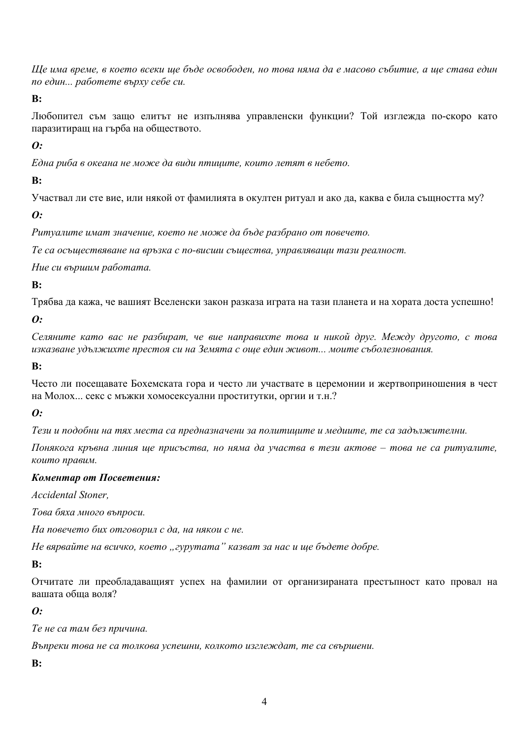*Ще има време, в което всеки ще бъде освободен, но това няма да е масово събитие, а ще става един по един... работете върху себе си.*

**В:**

Любопител съм защо елитът не изпълнява управленски функции? Той изглежда по-скоро като паразитиращ на гърба на обществото.

***О:***

*Една риба в океана не може да види птиците, които летят в небето.*

**В:**

Участвал ли сте вие, или някой от фамилията в окултен ритуал и ако да, каква е била същността му?

***О:***

*Ритуалите имат значение, което не може да бъде разбрано от повечето.*

*Те са осъществяване на връзка с по-висши същества, управляващи тази реалност.*

*Ние си вършим работата.*

**В:**

Трябва да кажа, че вашият Вселенски закон разказа играта на тази планета и на хората доста успешно!

***О:***

*Селяните като вас не разбират, че вие направихте това и никой друг. Между другото, с това изказване удължихте престоя си на Земята с още един живот... моите съболезнования.*

**В:**

Често ли посещавате Бохемската гора и често ли участвате в церемонии и жертвоприношения в чест на Молох... секс с мъжки хомосексуални проститутки, оргии и т.н.?

***О:***

*Тези и подобни на тях места са предназначени за политиците и медиите, те са задължителни.*

*Понякога кръвна линия ще присъства, но няма да участва в тези актове – това не са ритуалите, които правим.*

***Коментар от Посветения:***

*Accidental Stoner,*

*Това бяха много въпроси.*

*На повечето бих отговорил с да, на някои с не.*

*Не вярвайте на всичко, което „гурутата" казват за нас и ще бъдете добре.*

**В:**

Отчитате ли преобладаващият успех на фамилии от организираната престъпност като провал на вашата обща воля?

***О:***

*Те не са там без причина.*

*Въпреки това не са толкова успешни, колкото изглеждат, те са свършени.*

**В:**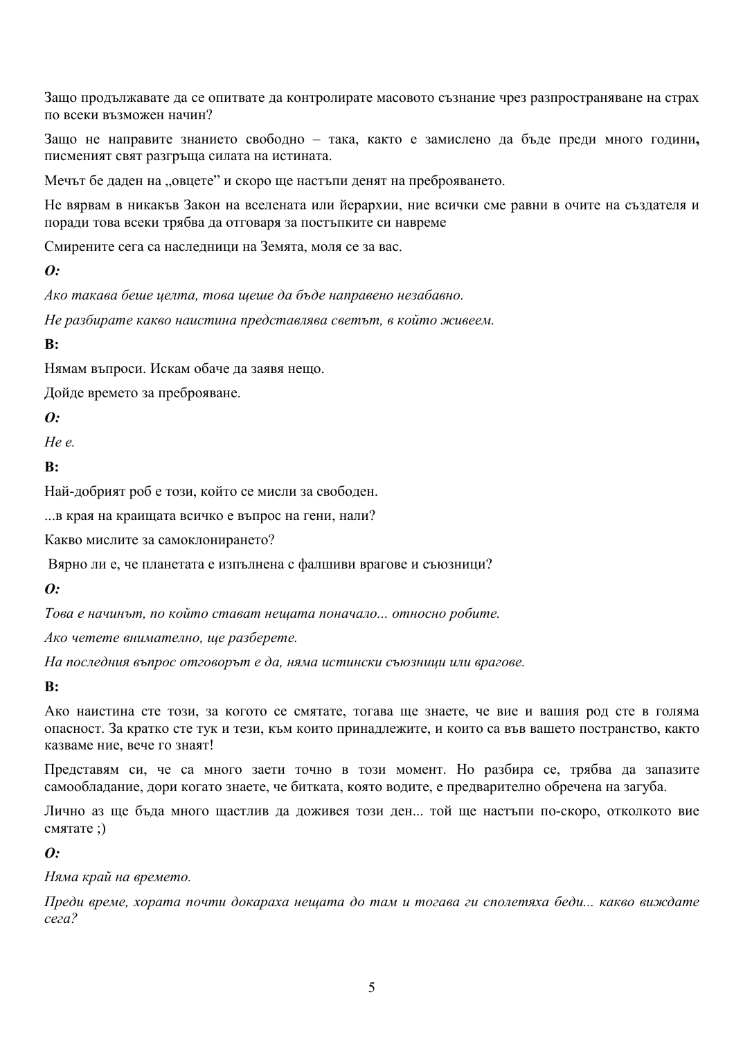Защо продължавате да се опитвате да контролирате масовото съзнание чрез разпространяване на страх по всеки възможен начин?

Защо не направите знанието свободно – така, както е замислено да бъде преди много години**,** писменият свят разгръща силата на истината.

Мечът бе даден на „овцете" и скоро ще настъпи денят на преброяването.

Не вярвам в никакъв Закон на вселената или йерархии, ние всички сме равни в очите на създателя и поради това всеки трябва да отговаря за постъпките си навреме

Смирените сега са наследници на Земята, моля се за вас.

***О:***

*Ако такава беше целта, това щеше да бъде направено незабавно.*

*Не разбирате какво наистина представлява светът, в който живеем.*

**В:**

Нямам въпроси. Искам обаче да заявя нещо.

Дойде времето за преброяване.

***О:***

*Не е.*

**В:**

Най-добрият роб е този, който се мисли за свободен.

...в края на краищата всичко е въпрос на гени, нали?

Какво мислите за самоклонирането?

Вярно ли е, че планетата е изпълнена с фалшиви врагове и съюзници?

***О:***

*Това е начинът, по който стават нещата поначало... относно робите.*

*Ако четете внимателно, ще разберете.*

*На последния въпрос отговорът е да, няма истински съюзници или врагове.*

**В:**

Ако наистина сте този, за когото се смятате, тогава ще знаете, че вие и вашия род сте в голяма опасност. За кратко сте тук и тези, към които принадлежите, и които са във вашето пространство, както казваме ние, вече го знаят!

Представям си, че са много заети точно в този момент. Но разбира се, трябва да запазите самообладание, дори когато знаете, че битката, която водите, е предварително обречена на загуба.

Лично аз ще бъда много щастлив да доживея този ден... той ще настъпи по-скоро, отколкото вие смятате ;)

***О:***

*Няма край на времето.*

*Преди време, хората почти докараха нещата до там и тогава ги сполетяха беди... какво виждате сега?*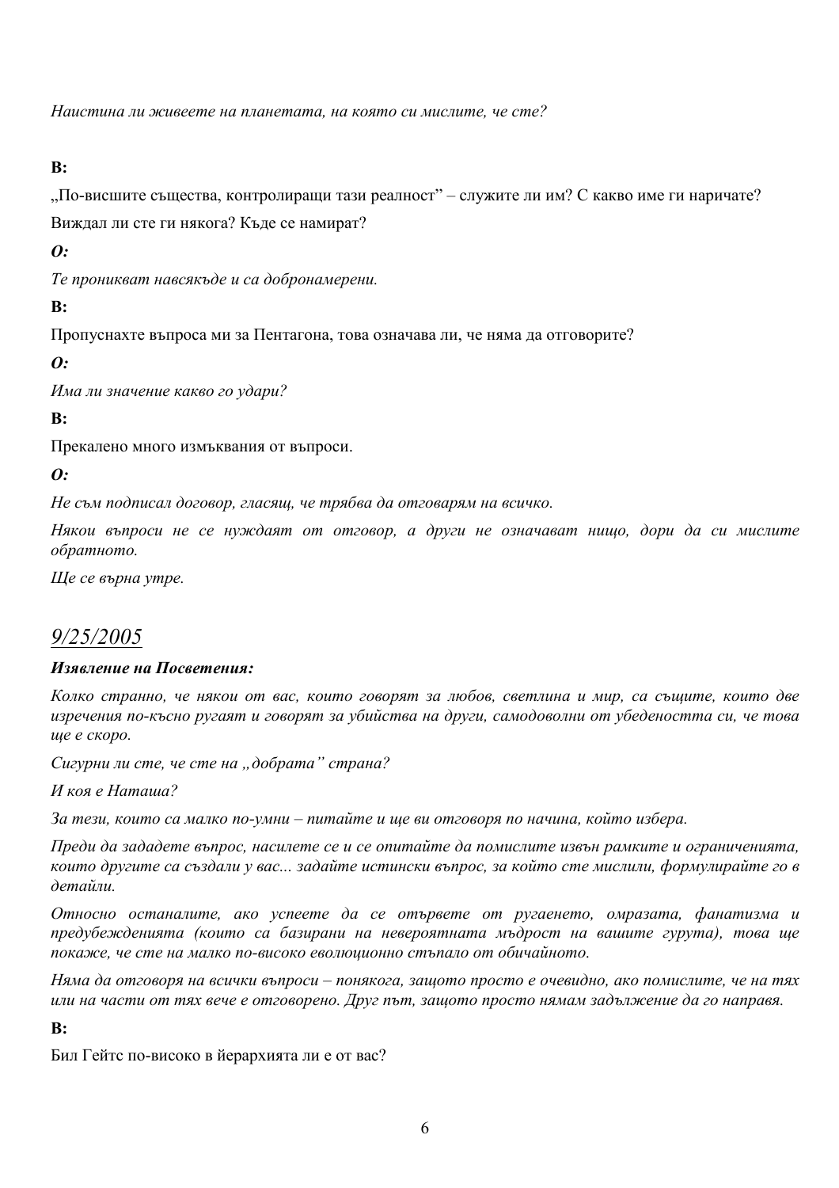*Наистина ли живеете на планетата, на която си мислите, че сте?*

**В:**

„По-висшите същества, контролиращи тази реалност" – служите ли им? С какво име ги наричате? Виждал ли сте ги някога? Къде се намират?

***О:***

*Те проникват навсякъде и са добронамерени.*

**В:**

Пропуснахте въпроса ми за Пентагона, това означава ли, че няма да отговорите?

***О:***

*Има ли значение какво го удари?*

**В:**

Прекалено много измъквания от въпроси.

***О:***

*Не съм подписал договор, гласящ, че трябва да отговарям на всичко.*

*Някои въпроси не се нуждаят от отговор, а други не означават нищо, дори да си мислите обратното.*

*Ще се върна утре.*

## *9/25/2005*

***Изявление на Посветения:***

*Колко странно, че някои от вас, които говорят за любов, светлина и мир, са същите, които две изречения по-късно ругаят и говорят за убийства на други, самодоволни от убедеността си, че това ще е скоро.*

*Сигурни ли сте, че сте на „добрата" страна?*

*И коя е Наташа?*

*За тези, които са малко по-умни – питайте и ще ви отговоря по начина, който избера.*

*Преди да зададете въпрос, насилете се и се опитайте да помислите извън рамките и ограниченията, които другите са създали у вас... задайте истински въпрос, за който сте мислили, формулирайте го в детайли.*

*Относно останалите, ако успеете да се отървете от ругаенето, омразата, фанатизма и предубежденията (които са базирани на невероятната мъдрост на вашите гурута), това ще покаже, че сте на малко по-високо еволюционно стъпало от обичайното.*

*Няма да отговоря на всички въпроси – понякога, защото просто е очевидно, ако помислите, че на тях или на части от тях вече е отговорено. Друг път, защото просто нямам задължение да го направя.*

**В:**

Бил Гейтс по-високо в йерархията ли е от вас?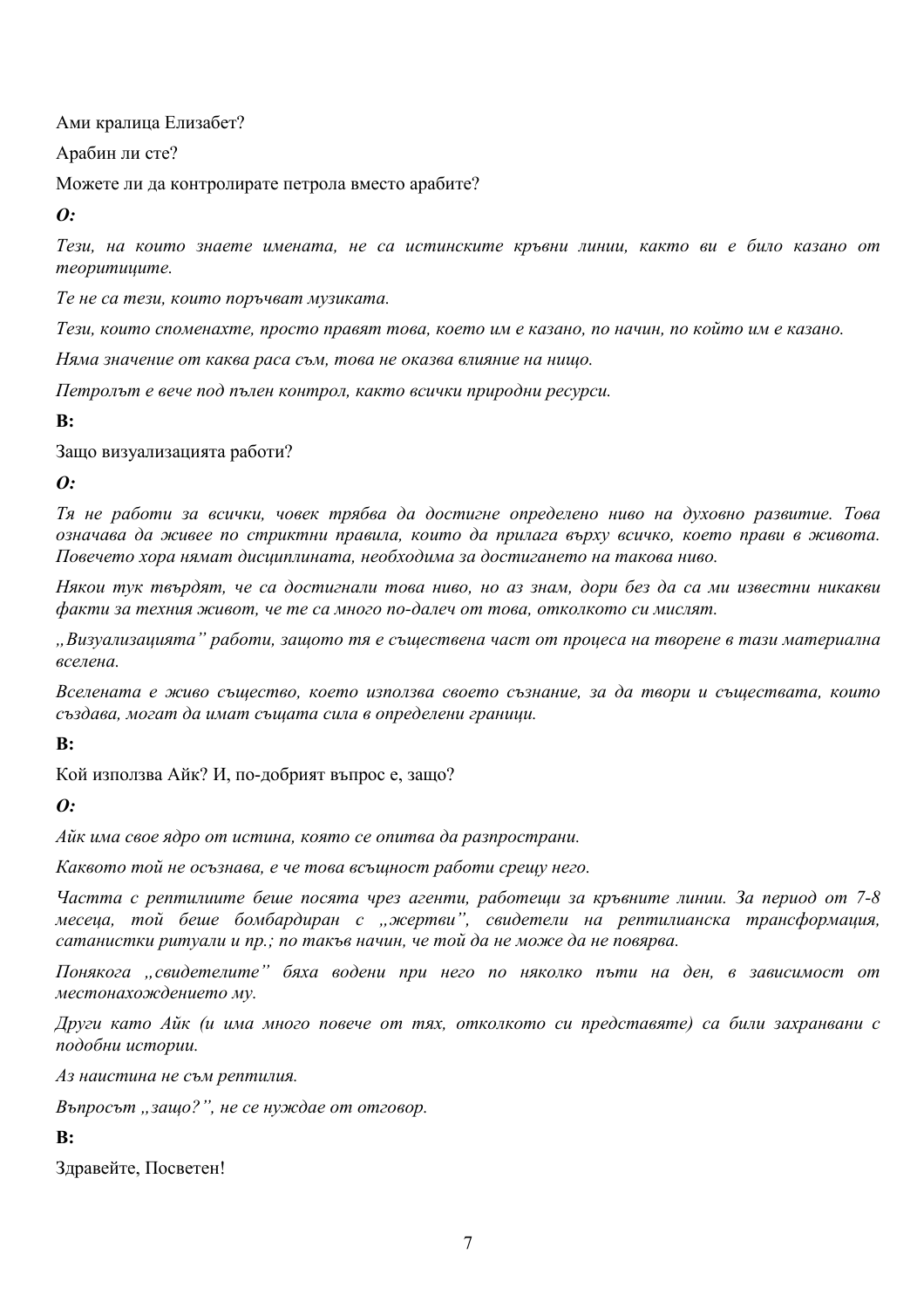Ами кралица Елизабет?

Арабин ли сте?

Можете ли да контролирате петрола вместо арабите?

***О:***

*Тези, на които знаете имената, не са истинските кръвни линии, както ви е било казано от теоритиците.*

*Те не са тези, които поръчват музиката.*

*Тези, които споменахте, просто правят това, което им е казано, по начин, по който им е казано.*

*Няма значение от каква раса съм, това не оказва влияние на нищо.*

*Петролът е вече под пълен контрол, както всички природни ресурси.*

**В:**

Защо визуализацията работи?

***О:***

*Тя не работи за всички, човек трябва да достигне определено ниво на духовно развитие. Това означава да живее по стриктни правила, които да прилага върху всичко, което прави в живота. Повечето хора нямат дисциплината, необходима за достигането на такова ниво.*

*Някои тук твърдят, че са достигнали това ниво, но аз знам, дори без да са ми известни никакви факти за техния живот, че те са много по-далеч от това, отколкото си мислят.*

*„Визуализацията" работи, защото тя е съществена част от процеса на творене в тази материална вселена.*

*Вселената е живо същество, което използва своето съзнание, за да твори и съществата, които създава, могат да имат същата сила в определени граници.*

**В:**

Кой използва Айк? И, по-добрият въпрос е, защо?

***О:***

*Айк има свое ядро от истина, която се опитва да разпространи.*

*Каквото той не осъзнава, е че това всъщност работи срещу него.*

*Частта с рептилиите беше посята чрез агенти, работещи за кръвните линии. За период от 7-8 месеца, той беше бомбардиран с „жертви", свидетели на рептилианска трансформация, сатанистки ритуали и пр.; по такъв начин, че той да не може да не повярва.*

*Понякога „свидетелите" бяха водени при него по няколко пъти на ден, в зависимост от местонахождението му.*

*Други като Айк (и има много повече от тях, отколкото си представяте) са били захранвани с подобни истории.*

*Аз наистина не съм рептилия.*

*Въпросът „защо?", не се нуждае от отговор.*

**В:**

Здравейте, Посветен!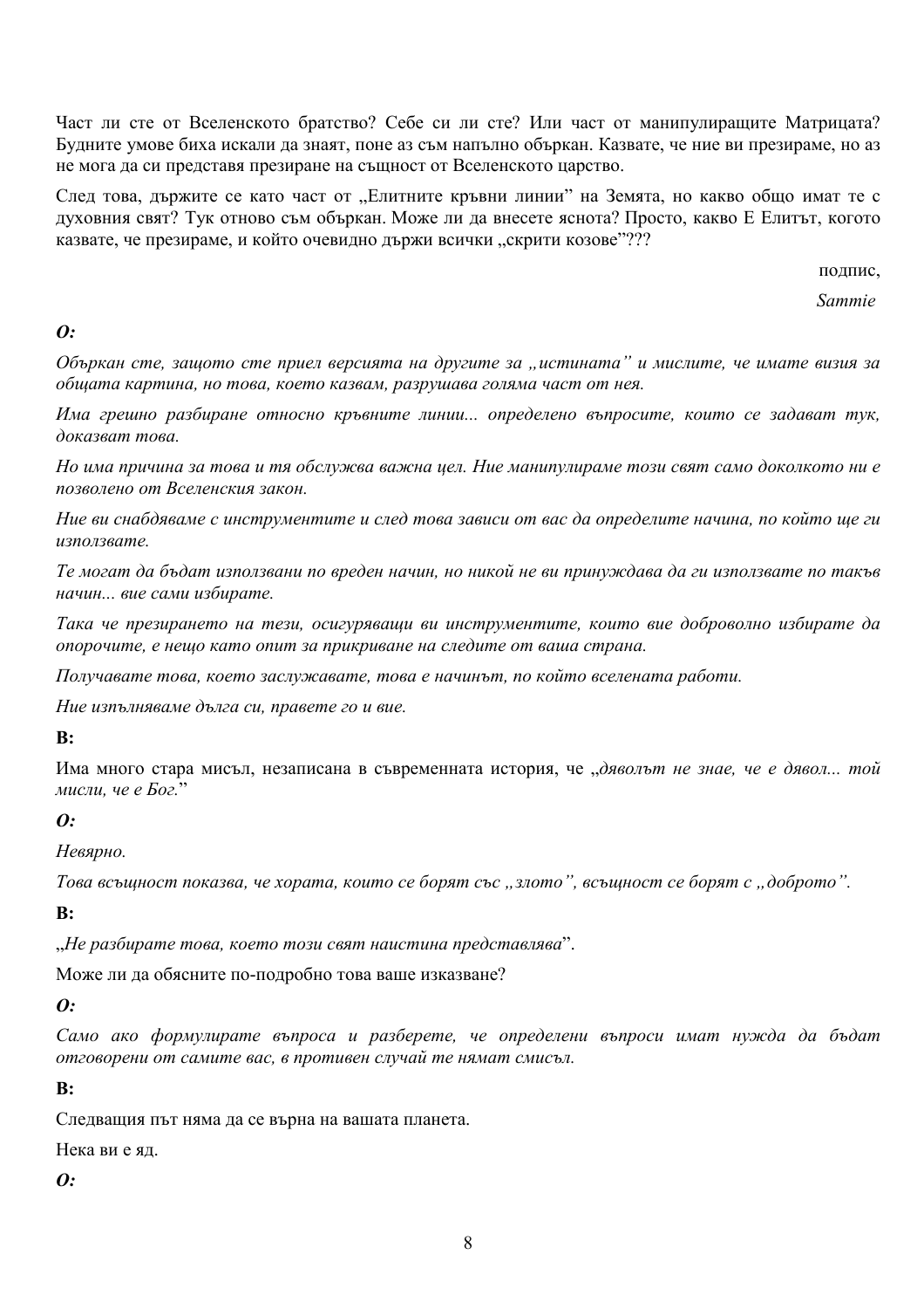Част ли сте от Вселенското братство? Себе си ли сте? Или част от манипулиращите Матрицата? Будните умове биха искали да знаят, поне аз съм напълно объркан. Казвате, че ние ви презираме, но аз не мога да си представя презиране на същност от Вселенското царство.

След това, държите се като част от „Елитните кръвни линии" на Земята, но какво общо имат те с духовния свят? Тук отново съм объркан. Може ли да внесете яснота? Просто, какво Е Елитът, когото казвате, че презираме, и който очевидно държи всички „скрити козове"???

подпис,

*Sammie*

***О:***

*Объркан сте, защото сте приел версията на другите за „истината" и мислите, че имате визия за общата картина, но това, което казвам, разрушава голяма част от нея.*

*Има грешно разбиране относно кръвните линии... определено въпросите, които се задават тук, доказват това.*

*Но има причина за това и тя обслужва важна цел. Ние манипулираме този свят само доколкото ни е позволено от Вселенския закон.*

*Ние ви снабдяваме с инструментите и след това зависи от вас да определите начина, по който ще ги използвате.*

*Те могат да бъдат използвани по вреден начин, но никой не ви принуждава да ги използвате по такъв начин... вие сами избирате.*

*Така че презирането на тези, осигуряващи ви инструментите, които вие доброволно избирате да опорочите, е нещо като опит за прикриване на следите от ваша страна.*

*Получавате това, което заслужавате, това е начинът, по който вселената работи.*

*Ние изпълняваме дълга си, правете го и вие.*

**В:**

Има много стара мисъл, незаписана в съвременната история, че „*дяволът не знае, че е дявол... той мисли, че е Бог.*"

***О:***

*Невярно.*

*Това всъщност показва, че хората, които се борят със „злото", всъщност се борят с „доброто".*

**В:**

„*Не разбирате това, което този свят наистина представлява*".

Може ли да обясните по-подробно това ваше изказване?

***О:***

*Само ако формулирате въпроса и разберете, че определени въпроси имат нужда да бъдат отговорени от самите вас, в противен случай те нямат смисъл.*

**В:**

Следващия път няма да се върна на вашата планета.

Нека ви е яд.

***О:***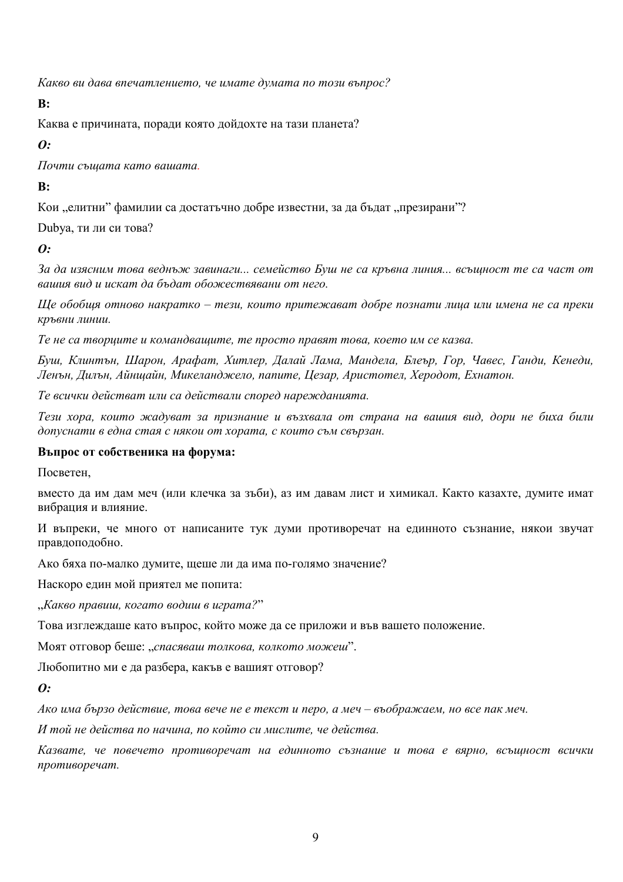*Какво ви дава впечатлението, че имате думата по този въпрос?*

**В:**

Каква е причината, поради която дойдохте на тази планета?

***О:***

*Почти същата като вашата.*

**В:**

Кои „елитни" фамилии са достатъчно добре известни, за да бъдат „презирани"?

Dubya, ти ли си това?

***О:***

*За да изясним това веднъж завинаги... семейство Буш не са кръвна линия... всъщност те са част от вашия вид и искат да бъдат обожествявани от него.*

*Ще обобщя отново накратко – тези, които притежават добре познати лица или имена не са преки кръвни линии.*

*Те не са творците и командващите, те просто правят това, което им се казва.*

*Буш, Клинтън, Шарон, Арафат, Хитлер, Далай Лама, Мандела, Блеър, Гор, Чавес, Ганди, Кенеди, Ленън, Дилън, Айнщайн, Микеланджело, папите, Цезар, Аристотел, Херодот, Ехнатон.*

*Те всички действат или са действали според нарежданията.*

*Тези хора, които жадуват за признание и възхвала от страна на вашия вид, дори не биха били допуснати в една стая с някои от хората, с които съм свързан.*

**Въпрос от собственика на форума:**

Посветен,

вместо да им дам меч (или клечка за зъби), аз им давам лист и химикал. Както казахте, думите имат вибрация и влияние.

И въпреки, че много от написаните тук думи противоречат на единното съзнание, някои звучат правдоподобно.

Ако бяха по-малко думите, щеше ли да има по-голямо значение?

Наскоро един мой приятел ме попита:

„*Какво правиш, когато водиш в играта?*"

Това изглеждаше като въпрос, който може да се приложи и във вашето положение.

Моят отговор беше: „*спасяваш толкова, колкото можеш*".

Любопитно ми е да разбера, какъв е вашият отговор?

***О:***

*Ако има бързо действие, това вече не е текст и перо, а меч – въображаем, но все пак меч.*

*И той не действа по начина, по който си мислите, че действа.*

*Казвате, че повечето противоречат на единното съзнание и това е вярно, всъщност всички противоречат.*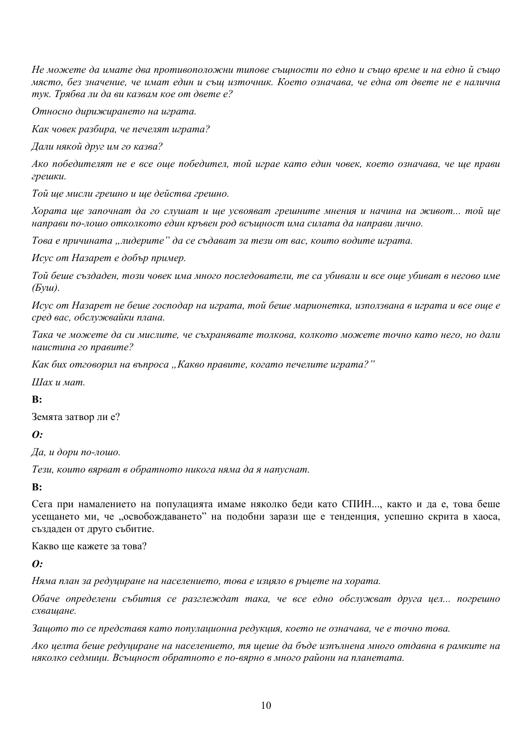*Не можете да имате два противоположни типове същности по едно и също време и на едно й също място, без значение, че имат един и същ източник. Което означава, че една от двете не е налична тук. Трябва ли да ви казвам кое от двете е?*

*Относно дирижирането на играта.*

*Как човек разбира, че печелят играта?*

*Дали някой друг им го казва?*

*Ако победителят не е все още победител, той играе като един човек, което означава, че ще прави грешки.*

*Той ще мисли грешно и ще действа грешно.*

*Хората ще започнат да го слушат и ще усвояват грешните мнения и начина на живот... той ще направи по-лошо отколкото един кръвен род всъщност има силата да направи лично.*

*Това е причината „лидерите" да се създават за тези от вас, които водите играта.*

*Исус от Назарет е добър пример.*

*Той беше създаден, този човек има много последователи, те са убивали и все още убиват в негово име (Буш).*

*Исус от Назарет не беше господар на играта, той беше марионетка, използвана в играта и все още е сред вас, обслужвайки плана.*

*Така че можете да си мислите, че съхранявате толкова, колкото можете точно като него, но дали наистина го правите?*

*Как бих отговорил на въпроса „Какво правите, когато печелите играта?"*

*Шах и мат.*

**В:**

Земята затвор ли е?

***О:***

*Да, и дори по-лошо.*

*Тези, които вярват в обратното никога няма да я напуснат.*

**В:**

Сега при намалението на популацията имаме няколко беди като СПИН..., както и да е, това беше усещането ми, че „освобождаването" на подобни зарази ще е тенденция, успешно скрита в хаоса, създаден от друго събитие.

Какво ще кажете за това?

***О:***

*Няма план за редуциране на населението, това е изцяло в ръцете на хората.*

*Обаче определени събития се разглеждат така, че все едно обслужват друга цел... погрешно схващане.*

*Защото то се представя като популационна редукция, което не означава, че е точно това.*

*Ако целта беше редуциране на населението, тя щеше да бъде изпълнена много отдавна в рамките на няколко седмици. Всъщност обратното е по-вярно в много райони на планетата.*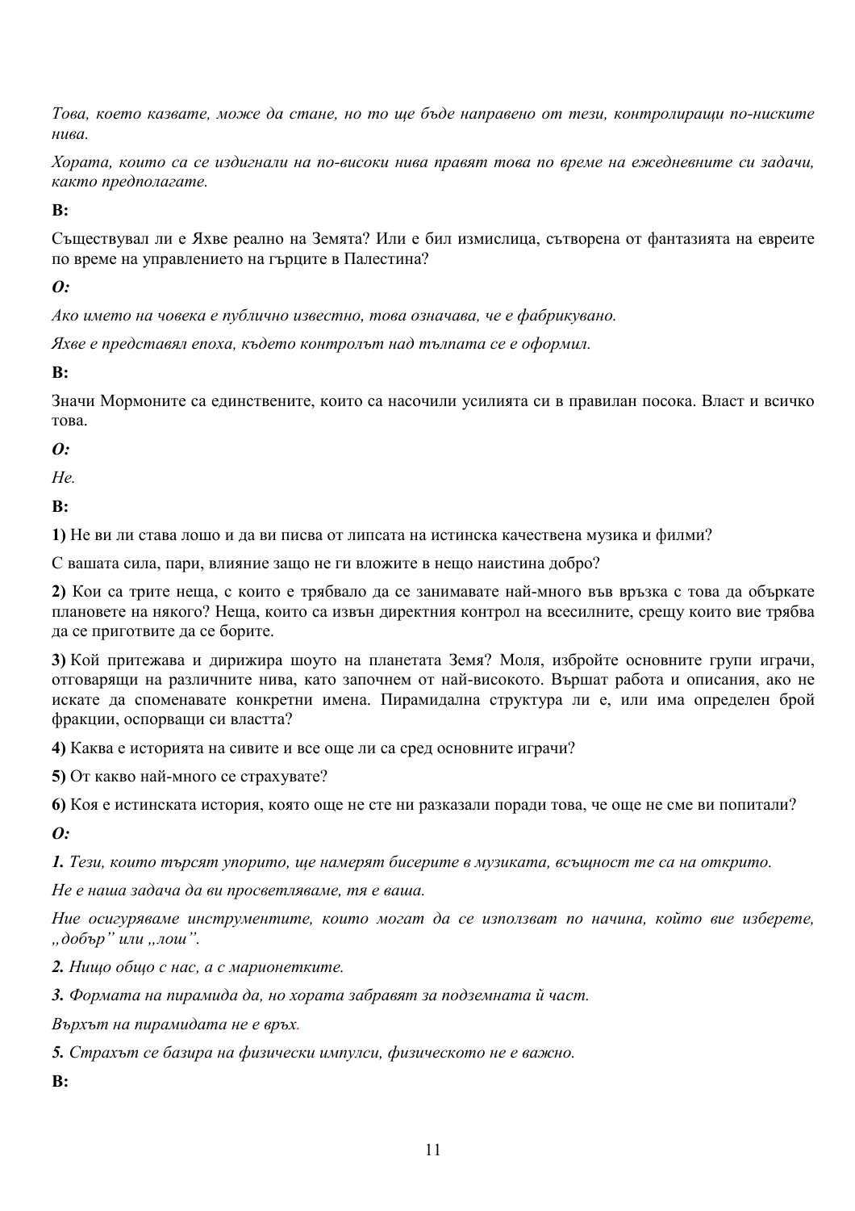*Това, което казвате, може да стане, но то ще бъде направено от тези, контролиращи по-ниските нива.*

*Хората, които са се издигнали на по-високи нива правят това по време на ежедневните си задачи, както предполагате.*

**В:**

Съществувал ли е Яхве реално на Земята? Или е бил измислица, сътворена от фантазията на евреите по време на управлението на гърците в Палестина?

***О:***

*Ако името на човека е публично известно, това означава, че е фабрикувано.*

*Яхве е представял епоха, където контролът над тълпата се е оформил.*

**В:**

Значи Мормоните са единствените, които са насочили усилията си в правилан посока. Власт и всичко това.

***О:***

*Не.*

**В:**

**1)** Не ви ли става лошо и да ви писва от липсата на истинска качествена музика и филми?

С вашата сила, пари, влияние защо не ги вложите в нещо наистина добро?

**2)** Кои са трите неща, с които е трябвало да се занимавате най-много във връзка с това да объркате плановете на някого? Неща, които са извън директния контрол на всесилните, срещу които вие трябва да се приготвите да се борите.

**3)** Кой притежава и дирижира шоуто на планетата Земя? Моля, избройте основните групи играчи, отговарящи на различните нива, като започнем от най-високото. Вършат работа и описания, ако не искате да споменавате конкретни имена. Пирамидална структура ли е, или има определен брой фракции, оспорващи си властта?

**4)** Каква е историята на сивите и все още ли са сред основните играчи?

**5)** От какво най-много се страхувате?

**6)** Коя е истинската история, която още не сте ни разказали поради това, че още не сме ви попитали?

***О:***

***1.*** *Тези, които търсят упорито, ще намерят бисерите в музиката, всъщност те са на открито.*

*Не е наша задача да ви просветляваме, тя е ваша.*

*Ние осигуряваме инструментите, които могат да се използват по начина, който вие изберете, „добър" или „лош".*

***2.*** *Нищо общо с нас, а с марионетките.*

***3.*** *Формата на пирамида да, но хората забравят за подземната ѝ част.*

*Върхът на пирамидата не е връх.*

***5.*** *Страхът се базира на физически импулси, физическото не е важно.*

**В:**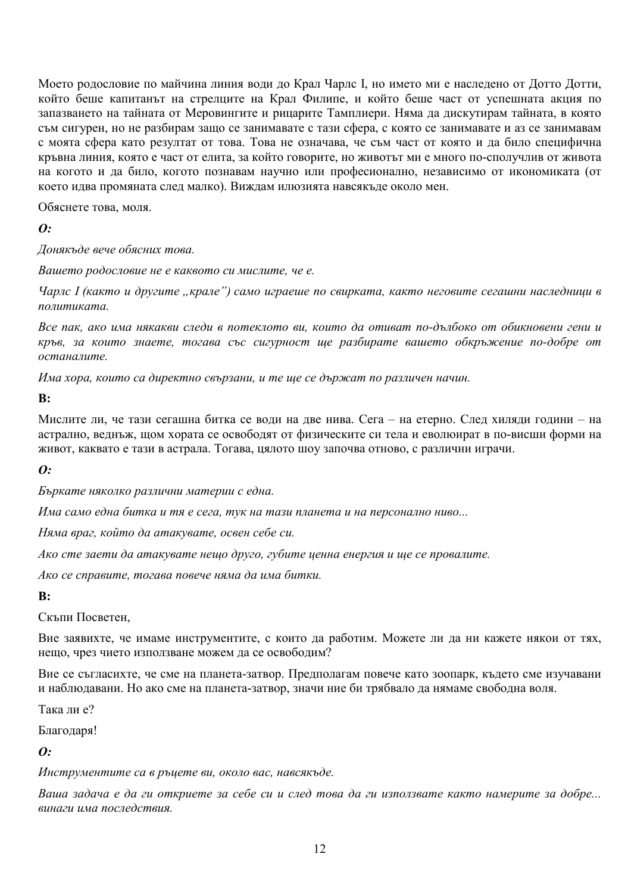Моето родословие по майчина линия води до Крал Чарлс I, но името ми е наследено от Дотто Дотти, който беше капитанът на стрелците на Крал Филипе, и който беше част от успешната акция по запазването на тайната от Меровингите и рицарите Темплиери. Няма да дискутирам тайната, в която съм сигурен, но не разбирам защо се занимавате с тази сфера, с която се занимавате и аз се занимавам с моята сфера като резултат от това. Това не означава, че съм част от която и да било специфична кръвна линия, която е част от елита, за който говорите, но животът ми е много по-сполучлив от живота на когото и да било, когото познавам научно или професионално, независимо от икономиката (от което идва промяната след малко). Виждам илюзията навсякъде около мен.

Обяснете това, моля.

***О:***

*Донякъде вече обясних това.*

*Вашето родословие не е каквото си мислите, че е.*

*Чарлс I (както и другите „крале") само играеше по свирката, както неговите сегашни наследници в политиката.*

*Все пак, ако има някакви следи в потеклото ви, които да отиват по-дълбоко от обикновени гени и кръв, за които знаете, тогава със сигурност ще разбирате вашето обкръжение по-добре от останалите.*

*Има хора, които са директно свързани, и те ще се държат по различен начин.*

**В:**

Мислите ли, че тази сегашна битка се води на две нива. Сега – на етерно. След хиляди години – на астрално, веднъж, щом хората се освободят от физическите си тела и еволюират в по-висши форми на живот, каквато е тази в астрала. Тогава, цялото шоу започва отново, с различни играчи.

***О:***

*Бъркате няколко различни материи с една.*

*Има само една битка и тя е сега, тук на тази планета и на персонално ниво...*

*Няма враг, който да атакувате, освен себе си.*

*Ако сте заети да атакувате нещо друго, губите ценна енергия и ще се провалите.*

*Ако се справите, тогава повече няма да има битки.*

**В:**

Скъпи Посветен,

Вие заявихте, че имаме инструментите, с които да работим. Можете ли да ни кажете някои от тях, нещо, чрез чието използване можем да се освободим?

Вие се съгласихте, че сме на планета-затвор. Предполагам повече като зоопарк, където сме изучавани и наблюдавани. Но ако сме на планета-затвор, значи ние би трябвало да нямаме свободна воля.

Така ли е?

Благодаря!

***О:***

*Инструментите са в ръцете ви, около вас, навсякъде.*

*Ваша задача е да ги откриете за себе си и след това да ги използвате както намерите за добре... винаги има последствия.*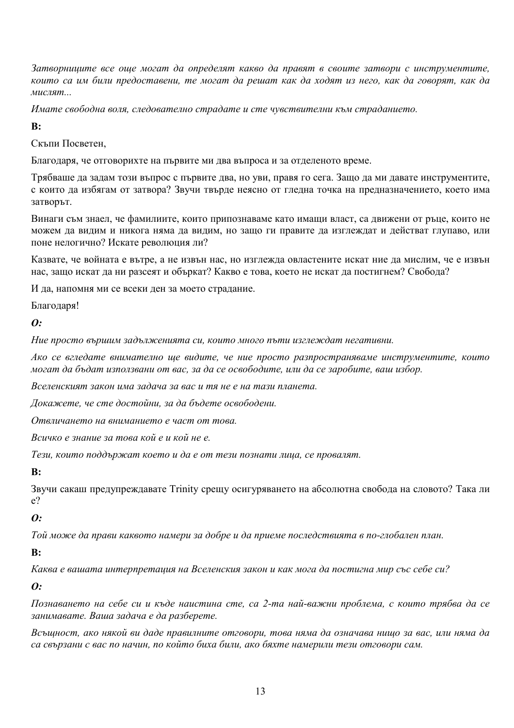*Затворниците все още могат да определят какво да правят в своите затвори с инструментите, които са им били предоставени, те могат да решат как да ходят из него, как да говорят, как да мислят...*

*Имате свободна воля, следователно страдате и сте чувствителни към страданието.*

**В:**

Скъпи Посветен,

Благодаря, че отговорихте на първите ми два въпроса и за отделеното време.

Трябваше да задам този въпрос с първите два, но уви, правя го сега. Защо да ми давате инструментите, с които да избягам от затвора? Звучи твърде неясно от гледна точка на предназначението, което има затворът.

Винаги съм знаел, че фамилиите, които припознаваме като имащи власт, са движени от ръце, които не можем да видим и никога няма да видим, но защо ги правите да изглеждат и действат глупаво, или поне нелогично? Искате революция ли?

Казвате, че войната е вътре, а не извън нас, но изглежда овластените искат ние да мислим, че е извън нас, защо искат да ни разсеят и объркат? Какво е това, което не искат да постигнем? Свобода?

И да, напомня ми се всеки ден за моето страдание.

Благодаря!

***О:***

*Ние просто вършим задълженията си, които много пъти изглеждат негативни.*

*Ако се вгледате внимателно ще видите, че ние просто разпространяваме инструментите, които могат да бъдат използвани от вас, за да се освободите, или да се заробите, ваш избор.*

*Вселенският закон има задача за вас и тя не е на тази планета.*

*Докажете, че сте достойни, за да бъдете освободени.*

*Отвличането на вниманието е част от това.*

*Всичко е знание за това кой е и кой не е.*

*Тези, които поддържат което и да е от тези познати лица, се провалят.*

**В:**

Звучи сякаш предупреждавате Trinity срещу осигуряването на абсолютна свобода на словото? Така ли е?

***О:***

*Той може да прави каквото намери за добре и да приеме последствията в по-глобален план.*

**В:**

*Каква е вашата интерпретация на Вселенския закон и как мога да постигна мир със себе си?*

***О:***

*Познаването на себе си и къде наистина сте, са 2-та най-важни проблема, с които трябва да се занимавате. Ваша задача е да разберете.*

*Всъщност, ако някой ви даде правилните отговори, това няма да означава нищо за вас, или няма да са свързани с вас по начин, по който биха били, ако бяхте намерили тези отговори сам.*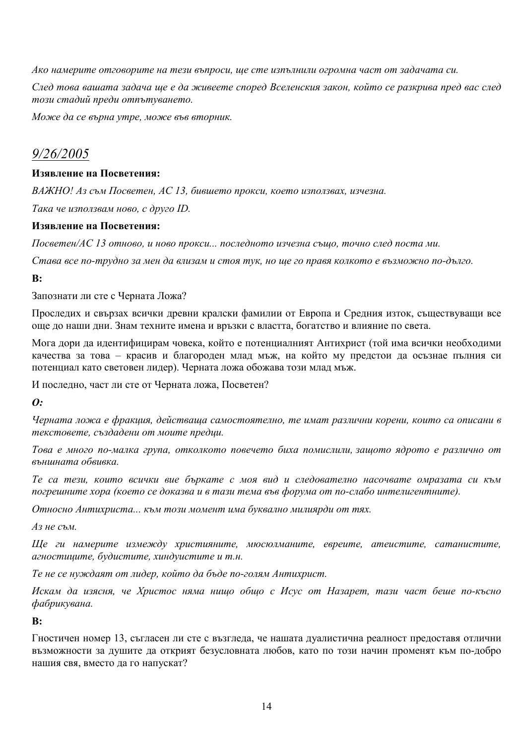*Ако намерите отговорите на тези въпроси, ще сте изпълнили огромна част от задачата си.*

*След това вашата задача ще е да живеете според Вселенския закон, който се разкрива пред вас след този стадий преди отпътуването.*

*Може да се върна утре, може във вторник.*

## *9/26/2005*

**Изявление на Посветения:**

*ВАЖНО! Аз съм Посветен, АС 13, бившето прокси, което използвах, изчезна.*

*Така че използвам ново, с друго ID.*

**Изявление на Посветения:**

*Посветен/АС 13 отново, и ново прокси... последното изчезна също, точно след поста ми.*

*Става все по-трудно за мен да влизам и стоя тук, но ще го правя колкото е възможно по-дълго.*

**В:**

Запознати ли сте с Черната Ложа?

Проследих и свързах всички древни кралски фамилии от Европа и Средния изток, съществуващи все още до наши дни. Знам техните имена и връзки с властта, богатство и влияние по света.

Мога дори да идентифицирам човека, който е потенциалният Антихрист (той има всички необходими качества за това – красив и благороден млад мъж, на който му предстои да осъзнае пълния си потенциал като световен лидер). Черната ложа обожава този млад мъж.

И последно, част ли сте от Черната ложа, Посветен?

***О:***

*Черната ложа е фракция, действаща самостоятелно, те имат различни корени, които са описани в текстовете, създадени от моите предци.*

*Това е много по-малка група, отколкото повечето биха помислили, защото ядрото е различно от външната обвивка.*

*Те са тези, които всички вие бъркате с моя вид и следователно насочвате омразата си към погрешните хора (което се доказва и в тази тема във форума от по-слабо интелигентните).*

*Относно Антихриста... към този момент има буквално милиарди от тях.*

*Аз не съм.*

*Ще ги намерите измежду християните, мюсюлманите, евреите, атеистите, сатанистите, агностиците, будистите, хиндуистите и т.н.*

*Те не се нуждаят от лидер, който да бъде по-голям Антихрист.*

*Искам да изясня, че Христос няма нищо общо с Исус от Назарет, тази част беше по-късно фабрикувана.*

**В:**

Гностичен номер 13, съгласен ли сте с възгледа, че нашата дуалистична реалност предоставя отлични възможности за душите да открият безусловната любов, като по този начин променят към по-добро нашия свя, вместо да го напускат?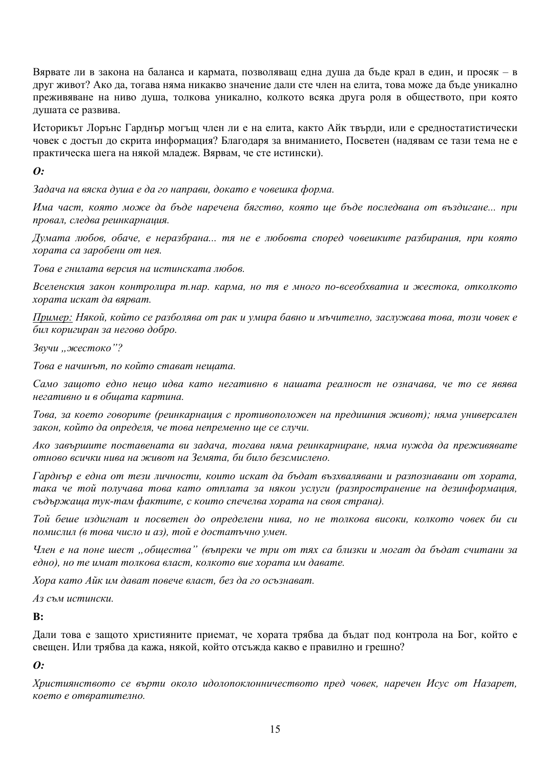Вярвате ли в закона на баланса и кармата, позволяващ една душа да бъде крал в един, и просяк – в друг живот? Ако да, тогава няма никакво значение дали сте член на елита, това може да бъде уникално преживяване на ниво душа, толкова уникално, колкото всяка друга роля в обществото, при която душата се развива.

Историкът Лорънс Гарднър могъщ член ли е на елита, както Айк твърди, или е средностатистически човек с достъп до скрита информация? Благодаря за вниманието, Посветен (надявам се тази тема не е практическа шега на някой младеж. Вярвам, че сте истински).

***О:***

*Задача на вяска душа е да го направи, докато е човешка форма.*

*Има част, която може да бъде наречена бягство, която ще бъде последвана от въздигане... при провал, следва реинкарнация.*

*Думата любов, обаче, е неразбрана... тя не е любовта според човешките разбирания, при която хората са заробени от нея.*

*Това е гнилата версия на истинската любов.*

*Вселенския закон контролира т.нар. карма, но тя е много по-всеобхватна и жестока, отколкото хората искат да вярват.*

*<u>Пример:</u> Някой, който се разболява от рак и умира бавно и мъчително, заслужава това, този човек е бил коригиран за негово добро.*

*Звучи „жестоко”?*

*Това е начинът, по който стават нещата.*

*Само защото едно нещо идва като негативно в нашата реалност не означава, че то се явява негативно и в общата картина.*

*Това, за което говорите (реинкарнация с противоположен на предишния живот); няма универсален закон, който да определя, че това непременно ще се случи.*

*Ако завършите поставената ви задача, тогава няма реинкарниране, няма нужда да преживявате отново всички нива на живот на Земята, би било безсмислено.*

*Гарднър е една от тези личности, които искат да бъдат възхвалявани и разпознавани от хората, така че той получава това като отплата за някои услуги (разпространение на дезинформация, съдържаща тук-там фактите, с които спечелва хората на своя страна).*

*Той беше издигнат и посветен до определени нива, но не толкова високи, колкото човек би си помислил (в това число и аз), той е достатъчно умен.*

*Член е на поне шест „общества” (въпреки че три от тях са близки и могат да бъдат считани за едно), но те имат толкова власт, колкото вие хората им давате.*

*Хора като Айк им дават повече власт, без да го осъзнават.*

*Аз съм истински.*

**В:**

Дали това е защото християните приемат, че хората трябва да бъдат под контрола на Бог, който е свещен. Или трябва да кажа, някой, който отсъжда какво е правилно и грешно?

***О:***

*Християнството се върти около идолопоклонничеството пред човек, наречен Исус от Назарет, което е отвратително.*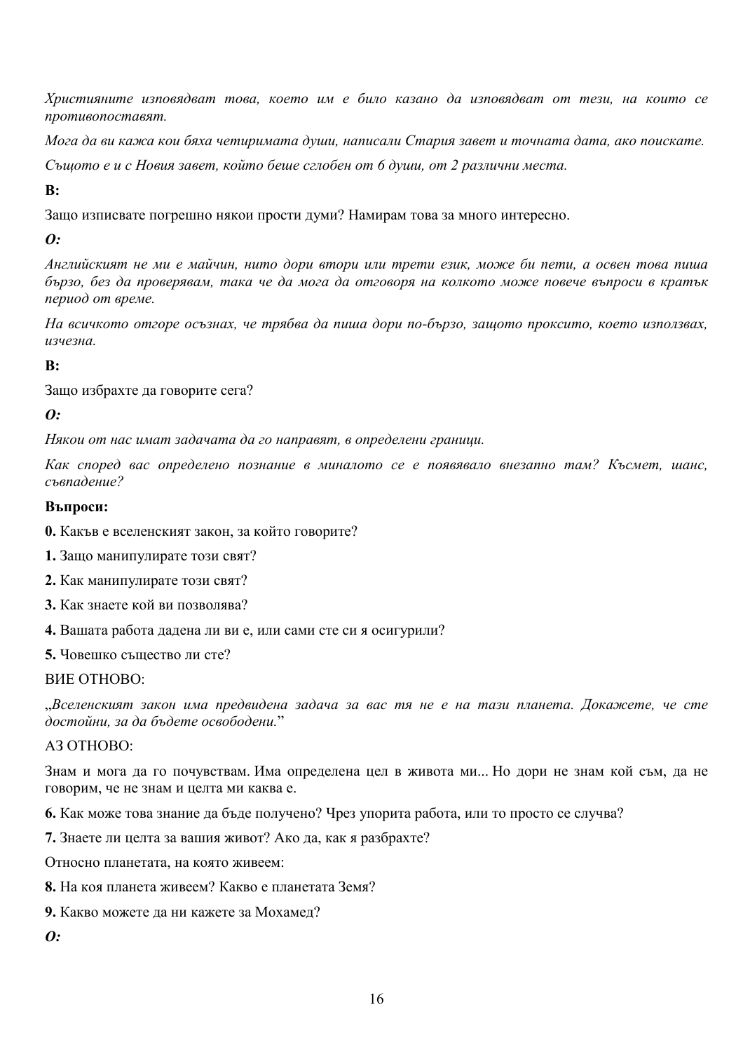*Християните изповядват това, което им е било казано да изповядват от тези, на които се противопоставят.*

*Мога да ви кажа кои бяха четиримата души, написали Стария завет и точната дата, ако поискате.*

*Същото е и с Новия завет, който беше сглобен от 6 души, от 2 различни места.*

**В:**

Защо изписвате погрешно някои прости думи? Намирам това за много интересно.

***О:***

*Английският не ми е майчин, нито дори втори или трети език, може би пети, а освен това пиша бързо, без да проверявам, така че да мога да отговоря на колкото може повече въпроси в кратък период от време.*

*На всичкото отгоре осъзнах, че трябва да пиша дори по-бързо, защото проксито, което използвах, изчезна.*

**В:**

Защо избрахте да говорите сега?

***О:***

*Някои от нас имат задачата да го направят, в определени граници.*

*Как според вас определено познание в миналото се е появявало внезапно там? Късмет, шанс, съвпадение?*

**Въпроси:**

**0.** Какъв е вселенският закон, за който говорите?

**1.** Защо манипулирате този свят?

**2.** Как манипулирате този свят?

**3.** Как знаете кой ви позволява?

**4.** Вашата работа дадена ли ви е, или сами сте си я осигурили?

**5.** Човешко същество ли сте?

ВИЕ ОТНОВО:

„*Вселенският закон има предвидена задача за вас тя не е на тази планета. Докажете, че сте достойни, за да бъдете освободени.*"

АЗ ОТНОВО:

Знам и мога да го почувствам. Има определена цел в живота ми... Но дори не знам кой съм, да не говорим, че не знам и целта ми каква е.

**6.** Как може това знание да бъде получено? Чрез упорита работа, или то просто се случва?

**7.** Знаете ли целта за вашия живот? Ако да, как я разбрахте?

Относно планетата, на която живеем:

**8.** На коя планета живеем? Какво е планетата Земя?

**9.** Какво можете да ни кажете за Мохамед?

***О:***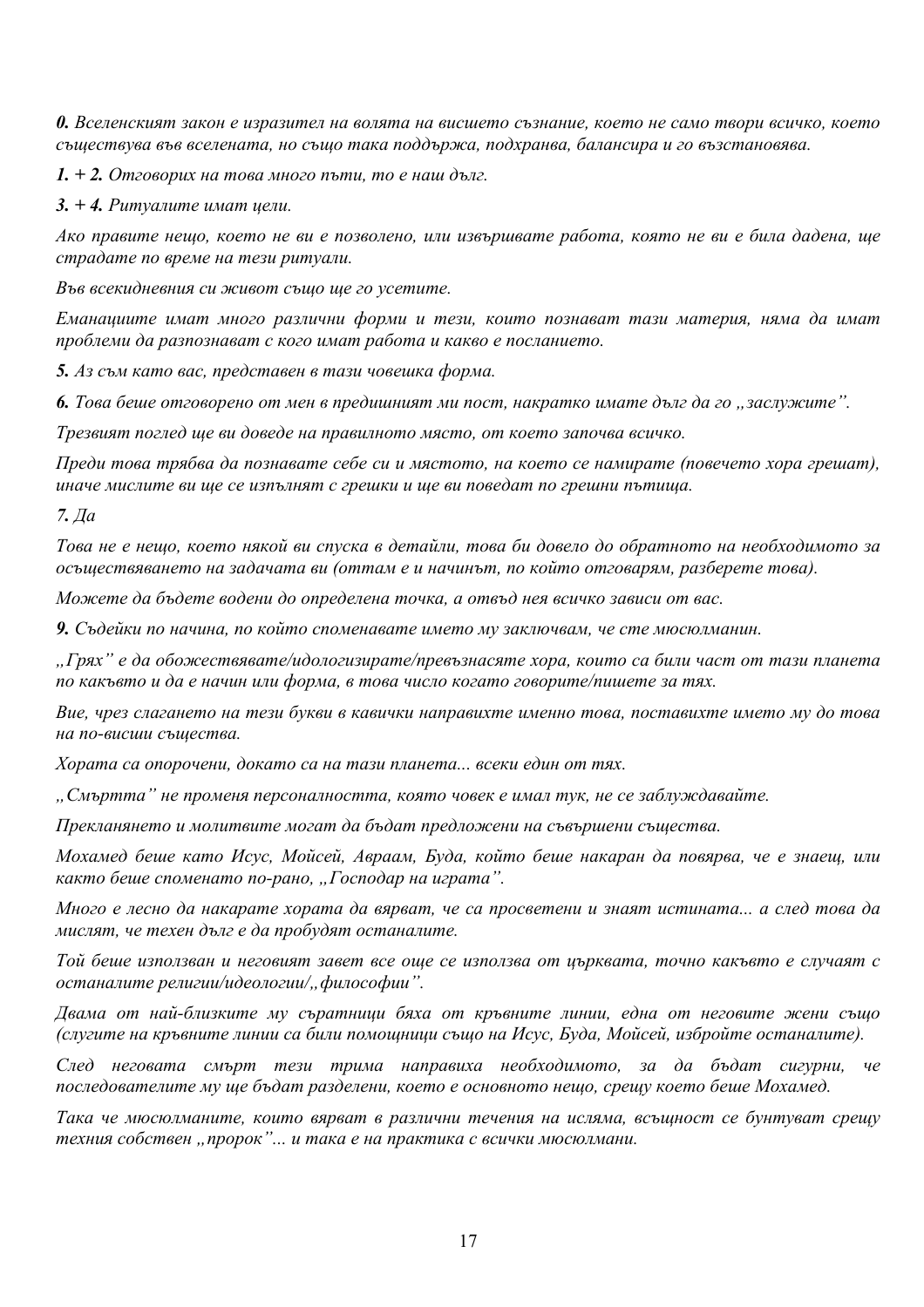***0.** Вселенският закон е изразител на волята на висшето съзнание, което не само твори всичко, което съществува във вселената, но също така поддържа, подхранва, балансира и го възстановява.*

***1. + 2.** Отговорих на това много пъти, то е наш дълг.*

***3. + 4.** Ритуалите имат цели.*

*Ако правите нещо, което не ви е позволено, или извършвате работа, която не ви е била дадена, ще страдате по време на тези ритуали.*

*Във всекидневния си живот също ще го усетите.*

*Еманациите имат много различни форми и тези, които познават тази материя, няма да имат проблеми да разпознават с кого имат работа и какво е посланието.*

***5.** Аз съм като вас, представен в тази човешка форма.*

***6.** Това беше отговорено от мен в предишният ми пост, накратко имате дълг да го „заслужите”.*

*Трезвият поглед ще ви доведе на правилното място, от което започва всичко.*

*Преди това трябва да познавате себе си и мястото, на което се намирате (повечето хора грешат), иначе мислите ви ще се изпълнят с грешки и ще ви поведат по грешни пътища.*

***7.** Да*

*Това не е нещо, което някой ви спуска в детайли, това би довело до обратното на необходимото за осъществяването на задачата ви (оттам е и начинът, по който отговарям, разберете това).*

*Можете да бъдете водени до определена точка, а отвъд нея всичко зависи от вас.*

***9.** Съдейки по начина, по който споменавате името му заключвам, че сте мюсюлманин.*

*„Грях” е да обожествявате/идологизирате/превъзнасяте хора, които са били част от тази планета по какъвто и да е начин или форма, в това число когато говорите/пишете за тях.*

*Вие, чрез слагането на тези букви в кавички направихте именно това, поставихте името му до това на по-висши същества.*

*Хората са опорочени, докато са на тази планета... всеки един от тях.*

*„Смъртта” не променя персоналността, която човек е имал тук, не се заблуждавайте.*

*Преклонянето и молитвите могат да бъдат предложени на съвършени същества.*

*Мохамед беше като Исус, Мойсей, Авраам, Буда, който беше накаран да повярва, че е знаещ, или както беше споменато по-рано, „Господар на играта”.*

*Много е лесно да накарате хората да вярват, че са просветени и знаят истината... а след това да мислят, че техен дълг е да пробудят останалите.*

*Той беше използван и неговият завет все още се използва от църквата, точно какъвто е случаят с останалите религии/идеологии/„философии”.*

*Двама от най-близките му съратници бяха от кръвните линии, една от неговите жени също (слугите на кръвните линии са били помощници също на Исус, Буда, Мойсей, избройте останалите).*

*След неговата смърт тези трима направиха необходимото, за да бъдат сигурни, че последователите му ще бъдат разделени, което е основното нещо, срещу което беше Мохамед.*

*Така че мюсюлманите, които вярват в различни течения на исляма, всъщност се бунтуват срещу техния собствен „пророк”... и така е на практика с всички мюсюлмани.*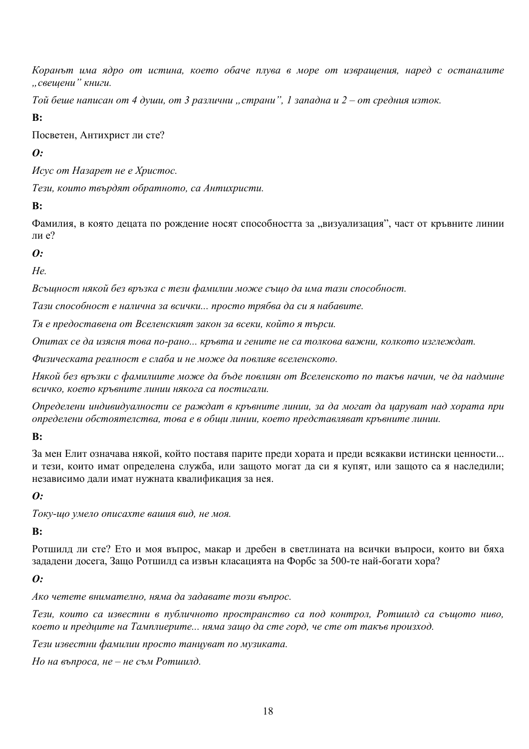*Коранът има ядро от истина, което обаче плува в море от извращения, наред с останалите „свещени" книги.*

*Той беше написан от 4 души, от 3 различни „страни", 1 западна и 2 – от средния изток.*

**В:**

Посветен, Антихрист ли сте?

***О:***

*Исус от Назарет не е Христос.*

*Тези, които твърдят обратното, са Антихристи.*

**В:**

Фамилия, в която децата по рождение носят способността за „визуализация", част от кръвните линии ли е?

***О:***

*Не.*

*Всъщност някой без връзка с тези фамилии може също да има тази способност.*

*Тази способност е налична за всички... просто трябва да си я набавите.*

*Тя е предоставена от Вселенският закон за всеки, който я търси.*

*Опитах се да изясня това по-рано... кръвта и гените не са толкова важни, колкото изглеждат.*

*Физическата реалност е слаба и не може да повлияе вселенското.*

*Някой без връзки с фамилиите може да бъде повлиян от Вселенското по такъв начин, че да надмине всичко, което кръвните линии някога са постигали.*

*Определени индивидуалности се раждат в кръвните линии, за да могат да царуват над хората при определени обстоятелства, това е в общи линии, което представляват кръвните линии.*

**В:**

За мен Елит означава някой, който поставя парите преди хората и преди всякакви истински ценности... и тези, които имат определена служба, или защото могат да си я купят, или защото са я наследили; независимо дали имат нужната квалификация за нея.

***О:***

*Току-що умело описахте вашия вид, не моя.*

**В:**

Ротшилд ли сте? Ето и моя въпрос, макар и дребен в светлината на всички въпроси, които ви бяха зададени досега, Защо Ротшилд са извън класацията на Форбс за 500-те най-богати хора?

***О:***

*Ако четете внимателно, няма да задавате този въпрос.*

*Тези, които са известни в публичното пространство са под контрол, Ротшилд са същото ниво, което и предците на Тамплиерите... няма защо да сте горд, че сте от такъв произход.*

*Тези известни фамилии просто танцуват по музиката.*

*Но на въпроса, не – не съм Ротшилд.*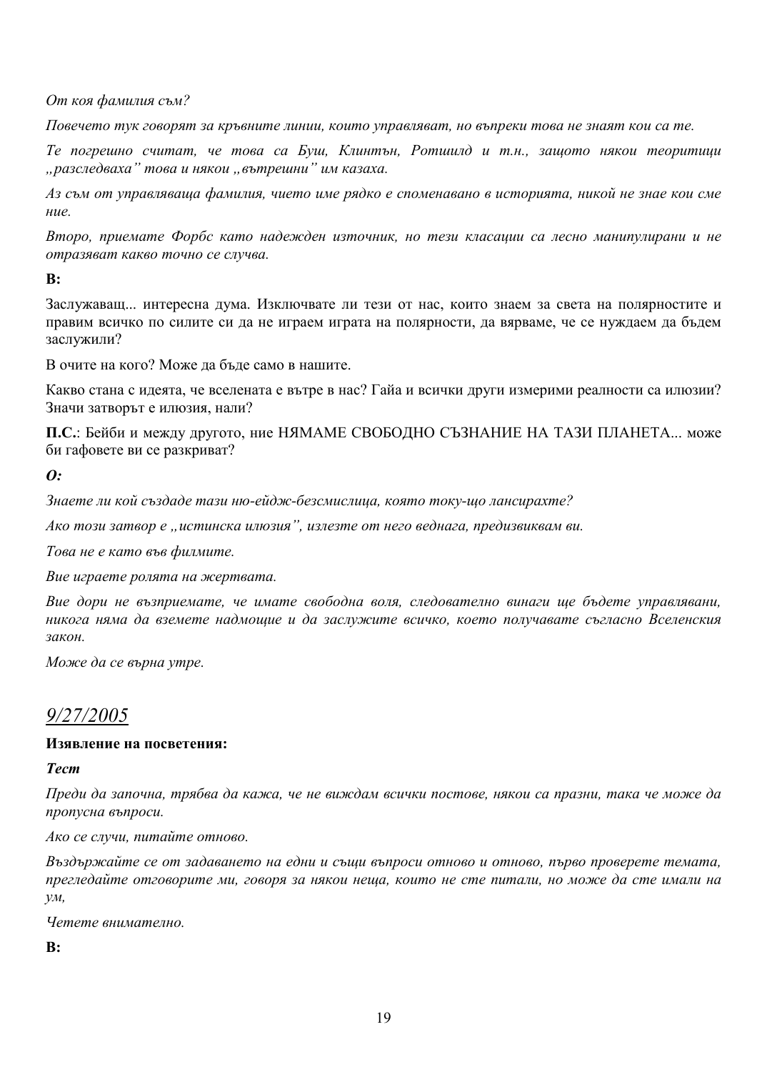*От коя фамилия съм?*

*Повечето тук говорят за кръвните линии, които управляват, но въпреки това не знаят кои са те.*

*Те погрешно считат, че това са Буш, Клинтън, Ротшилд и т.н., защото някои теоритици „разследваха" това и някои „вътрешни" им казаха.*

*Аз съм от управляваща фамилия, чието име рядко е споменавано в историята, никой не знае кои сме ние.*

*Второ, приемате Форбс като надежден източник, но тези класации са лесно манипулирани и не отразяват какво точно се случва.*

**В:**

Заслужаващ... интересна дума. Изключвате ли тези от нас, които знаем за света на полярностите и правим всичко по силите си да не играем играта на полярности, да вярваме, че се нуждаем да бъдем заслужили?

В очите на кого? Може да бъде само в нашите.

Какво стана с идеята, че вселената е вътре в нас? Гайа и всички други измерими реалности са илюзии? Значи затворът е илюзия, нали?

**П.С.**: Бейби и между другото, ние НЯМАМЕ СВОБОДНО СЪЗНАНИЕ НА ТАЗИ ПЛАНЕТА... може би гафовете ви се разкриват?

***О:***

*Знаете ли кой създаде тази ню-ейдж-безсмислица, която току-що лансирахте?*

*Ако този затвор е „истинска илюзия", излезте от него веднага, предизвиквам ви.*

*Това не е като във филмите.*

*Вие играете ролята на жертвата.*

*Вие дори не възприемате, че имате свободна воля, следователно винаги ще бъдете управлявани, никога няма да вземете надмощие и да заслужите всичко, което получавате съгласно Вселенския закон.*

*Може да се върна утре.*

## *9/27/2005*

**Изявление на посветения:**

***Тест***

*Преди да започна, трябва да кажа, че не виждам всички постове, някои са празни, така че може да пропусна въпроси.*

*Ако се случи, питайте отново.*

*Въздържайте се от задаването на едни и същи въпроси отново и отново, първо проверете темата, прегледайте отговорите ми, говоря за някои неща, които не сте питали, но може да сте имали на ум,*

*Четете внимателно.*

**В:**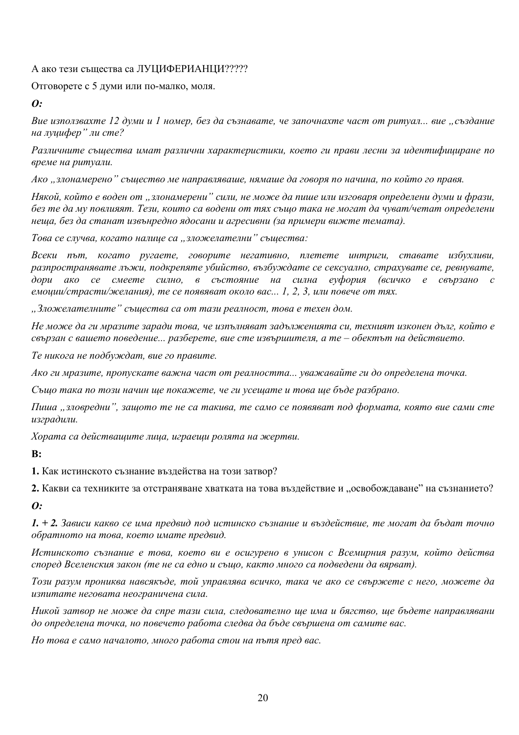А ако тези същества са ЛУЦИФЕРИАНЦИ?????

Отговорете с 5 думи или по-малко, моля.

***О:***

*Вие използвахте 12 думи и 1 номер, без да съзнавате, че започнахте част от ритуал... вие „създание на луцифер" ли сте?*

*Различните същества имат различни характеристики, което ги прави лесни за идентифициране по време на ритуали.*

*Ако „злонамерено" същество ме направляваше, нямаше да говоря по начина, по който го правя.*

*Някой, който е воден от „злонамерени" сили, не може да пише или изговаря определени думи и фрази, без те да му повлияят. Тези, които са водени от тях също така не могат да чуват/четат определени неща, без да станат извънредно ядосани и агресивни (за примери вижте темата).*

*Това се случва, когато налице са „зложелателни" същества:*

*Всеки път, когато ругаете, говорите негативно, плетете интриги, ставате избухливи, разпространявате лъжи, подкрепяте убийство, възбуждате се сексуално, страхувате се, ревнувате, дори ако се смеете силно, в състояние на силна еуфория (всичко е свързано с емоции/страсти/желания), те се появяват около вас... 1, 2, 3, или повече от тях.*

*„Зложелателните" същества са от тази реалност, това е техен дом.*

*Не може да ги мразите заради това, че изпълняват задълженията си, техният изконен дълг, който е свързан с вашето поведение... разберете, вие сте извършителя, а те – обектът на действието.*

*Те никога не подбуждат, вие го правите.*

*Ако ги мразите, пропускате важна част от реалността... уважавайте ги до определена точка.*

*Също така по този начин ще покажете, че ги усещате и това ще бъде разбрано.*

*Пиша „зловредни", защото те не са такива, те само се появяват под формата, която вие сами сте изградили.*

*Хората са действащите лица, играещи ролята на жертви.*

**В:**

**1.** Как истинското съзнание въздейства на този затвор?

**2.** Какви са техниките за отстраняване хватката на това въздействие и „освобождаване" на съзнанието?

***О:***

***1. + 2.*** *Зависи какво се има предвид под истинско съзнание и въздействие, те могат да бъдат точно обратното на това, което имате предвид.*

*Истинското съзнание е това, което ви е осигурено в унисон с Всемирния разум, който действа според Вселенския закон (те не са едно и също, както много са подведени да вярват).*

*Този разум прониква навсякъде, той управлява всичко, така че ако се свържете с него, можете да изпитате неговата неограничена сила.*

*Никой затвор не може да спре тази сила, следователно ще има и бягство, ще бъдете направлявани до определена точка, но повечето работа следва да бъде свършена от самите вас.*

*Но това е само началото, много работа стои на пътя пред вас.*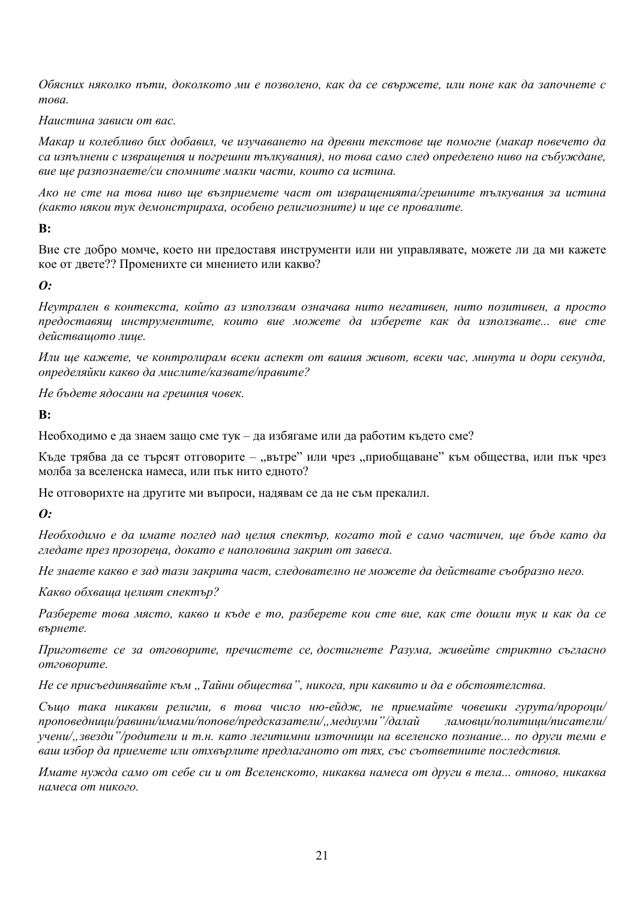*Обясних няколко пъти, доколкото ми е позволено, как да се свържете, или поне как да започнете с това.*

*Наистина зависи от вас.*

*Макар и колебливо бих добавил, че изучаването на древни текстове ще помогне (макар повечето да са изпълнени с извращения и погрешни тълкувания), но това само след определено ниво на събуждане, вие ще разпознаете/си спомните малки части, които са истина.*

*Ако не сте на това ниво ще възприемете част от извращенията/грешните тълкувания за истина (както някои тук демонстрираха, особено религиозните) и ще се провалите.*

**В:**

Вие сте добро момче, което ни предоставя инструменти или ни управлявате, можете ли да ми кажете кое от двете?? Променихте си мнението или какво?

***О:***

*Неутрален в контекста, който аз използвам означава нито негативен, нито позитивен, а просто предоставящ инструментите, които вие можете да изберете как да използвате... вие сте действащото лице.*

*Или ще кажете, че контролирам всеки аспект от вашия живот, всеки час, минута и дори секунда, определяйки какво да мислите/казвате/правите?*

*Не бъдете ядосани на грешния човек.*

**В:**

Необходимо е да знаем защо сме тук – да избягаме или да работим където сме?

Къде трябва да се търсят отговорите – „вътре" или чрез „приобщаване" към общества, или пък чрез молба за вселенска намеса, или пък нито едното?

Не отговорихте на другите ми въпроси, надявам се да не съм прекалил.

***О:***

*Необходимо е да имате поглед над целия спектър, когато той е само частичен, ще бъде като да гледате през прозореца, докато е наполовина закрит от завеса.*

*Не знаете какво е зад тази закрита част, следователно не можете да действате съобразно него.*

*Какво обхваща целият спектър?*

*Разберете това място, какво и къде е то, разберете кои сте вие, как сте дошли тук и как да се върнете.*

*Пригответе се за отговорите, пречистете се, достигнете Разума, живейте стриктно съгласно отговорите.*

*Не се присъединявайте към „Тайни общества", никога, при каквито и да е обстоятелства.*

*Също така никакви религии, в това число ню-ейдж, не приемайте човешки гурута/пророци/ проповедници/равини/имами/попове/предсказатели/„медиуми"/далай ламовци/политици/писатели/ учени/„звезди"/родители и т.н. като легитимни източници на вселенско познание... по други теми е ваш избор да приемете или отхвърлите предлаганото от тях, със съответните последствия.*

*Имате нужда само от себе си и от Вселенското, никаква намеса от други в тела... отново, никаква намеса от никого.*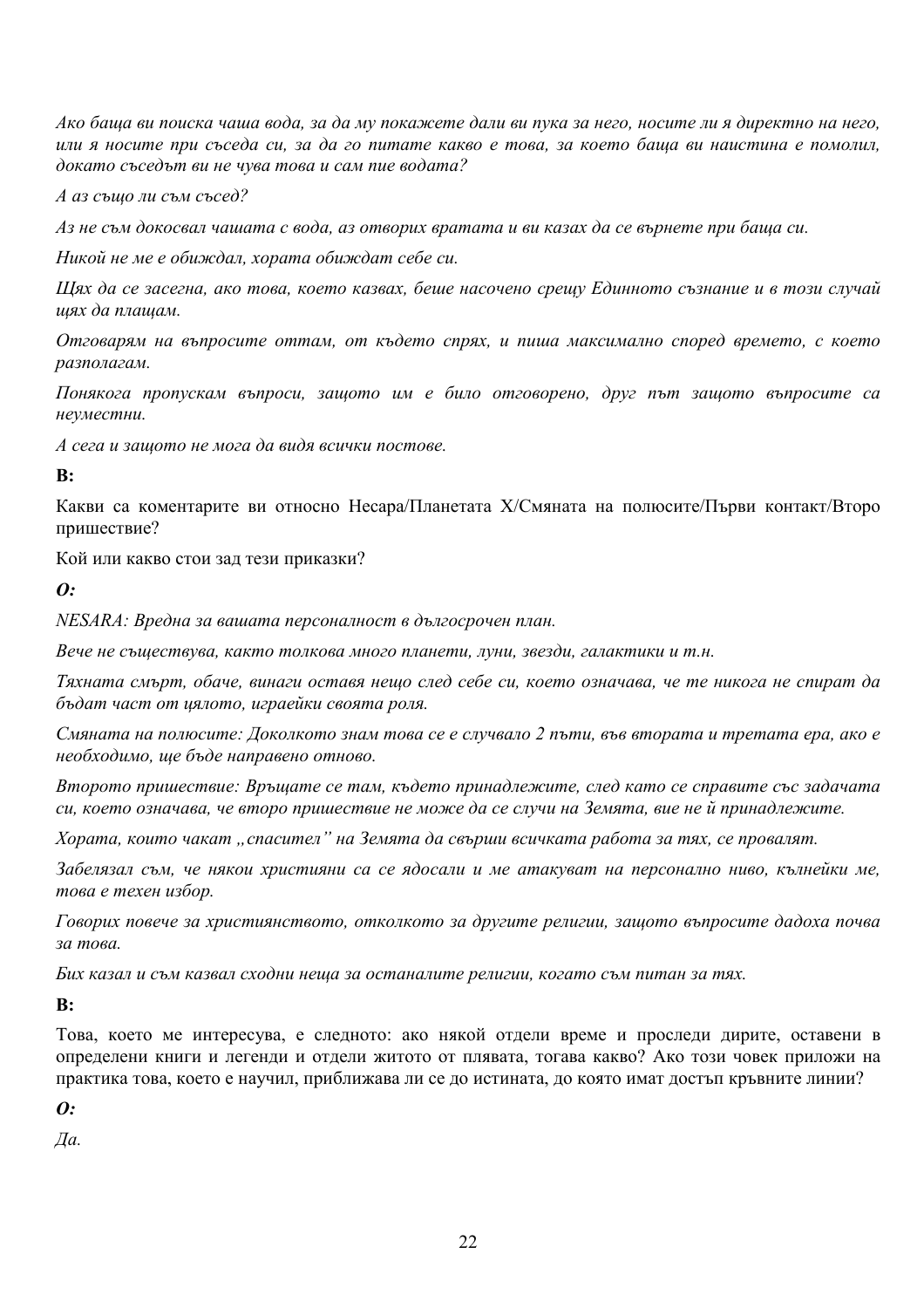*Ако баща ви поиска чаша вода, за да му покажете дали ви пука за него, носите ли я директно на него, или я носите при съседа си, за да го питате какво е това, за което баща ви наистина е помолил, докато съседът ви не чува това и сам пие водата?*

*А аз също ли съм съсед?*

*Аз не съм докосвал чашата с вода, аз отворих вратата и ви казах да се върнете при баща си.*

*Никой не ме е обиждал, хората обиждат себе си.*

*Щях да се засегна, ако това, което казвах, беше насочено срещу Единното съзнание и в този случай щях да плащам.*

*Отговарям на въпросите оттам, от където спрях, и пиша максимално според времето, с което разполагам.*

*Понякога пропускам въпроси, защото им е било отговорено, друг път защото въпросите са неуместни.*

*А сега и защото не мога да видя всички постове.*

**В:**

Какви са коментарите ви относно Несара/Планетата Х/Смяната на полюсите/Първи контакт/Второ пришествие?

Кой или какво стои зад тези приказки?

***О:***

*NESARA: Вредна за вашата персоналност в дългосрочен план.*

*Вече не съществува, както толкова много планети, луни, звезди, галактики и т.н.*

*Тяхната смърт, обаче, винаги оставя нещо след себе си, което означава, че те никога не спират да бъдат част от цялото, играейки своята роля.*

*Смяната на полюсите: Доколкото знам това се е случвало 2 пъти, във втората и третата ера, ако е необходимо, ще бъде направено отново.*

*Второто пришествие: Връщате се там, където принадлежите, след като се справите със задачата си, което означава, че второ пришествие не може да се случи на Земята, вие не ѝ принадлежите.*

*Хората, които чакат „спасител” на Земята да свърши всичката работа за тях, се провалят.*

*Забелязал съм, че някои християни са се ядосали и ме атакуват на персонално ниво, кълнейки ме, това е техен избор.*

*Говорих повече за християнството, отколкото за другите религии, защото въпросите дадоха почва за това.*

*Бих казал и съм казвал сходни неща за останалите религии, когато съм питан за тях.*

**В:**

Това, което ме интересува, е следното: ако някой отдели време и проследи дирите, оставени в определени книги и легенди и отдели житото от плявата, тогава какво? Ако този човек приложи на практика това, което е научил, приближава ли се до истината, до която имат достъп кръвните линии?

***О:***

*Да.*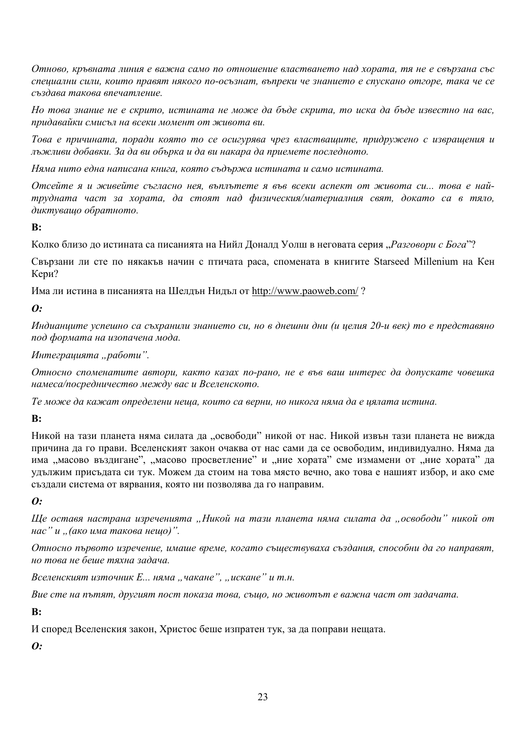*Отново, кръвната линия е важна само по отношение властването над хората, тя не е свързана със специални сили, които правят някого по-осъзнат, въпреки че знанието е спускано отгоре, така че се създава такова впечатление.*

*Но това знание не е скрито, истината не може да бъде скрита, то иска да бъде известно на вас, придавайки смисъл на всеки момент от живота ви.*

*Това е причината, поради която то се осигурява чрез властващите, придружено с извращения и лъжливи добавки. За да ви обърка и да ви накара да приемете последното.*

*Няма нито една написана книга, която съдържа истината и само истината.*

*Отсейте я и живейте съгласно нея, вълпътете я във всеки аспект от живота си... това е най-трудната част за хората, да стоят над физическия/материалния свят, докато са в тяло, диктуващо обратното.*

**В:**

Колко близо до истината са писанията на Нийл Доналд Уолш в неговата серия „*Разговори с Бога*"?

Свързани ли сте по някакъв начин с птичата раса, спомената в книгите Starseed Millenium на Кен Кери?

Има ли истина в писанията на Шелдън Нидъл от http://www.paoweb.com/ ?

***О:***

*Индианците успешно са съхранили знанието си, но в днешни дни (и целия 20-и век) то е представяно под формата на изопачена мода.*

*Интеграцията „работи".*

*Относно споменатите автори, както казах по-рано, не е във ваш интерес да допускате човешка намеса/посредничество между вас и Вселенското.*

*Те може да кажат определени неща, които са верни, но никога няма да е цялата истина.*

**В:**

Никой на тази планета няма силата да „освободи" никой от нас. Никой извън тази планета не вижда причина да го прави. Вселенският закон очаква от нас сами да се освободим, индивидуално. Няма да има „масово въздигане", „масово просветление" и „ние хората" сме измамени от „ние хората" да удължим присъдата си тук. Можем да стоим на това място вечно, ако това е нашият избор, и ако сме създали система от вярвания, която ни позволява да го направим.

***О:***

*Ще оставя настрана изреченията „Никой на тази планета няма силата да „освободи" никой от нас" и „(ако има такова нещо)".*

*Относно първото изречение, имаше време, когато съществуваха създания, способни да го направят, но това не беше тяхна задача.*

*Вселенският източник Е... няма „чакане", „искане" и т.н.*

*Вие сте на пътят, другият пост показа това, също, но животът е важна част от задачата.*

**В:**

И според Вселенския закон, Христос беше изпратен тук, за да поправи нещата.

***О:***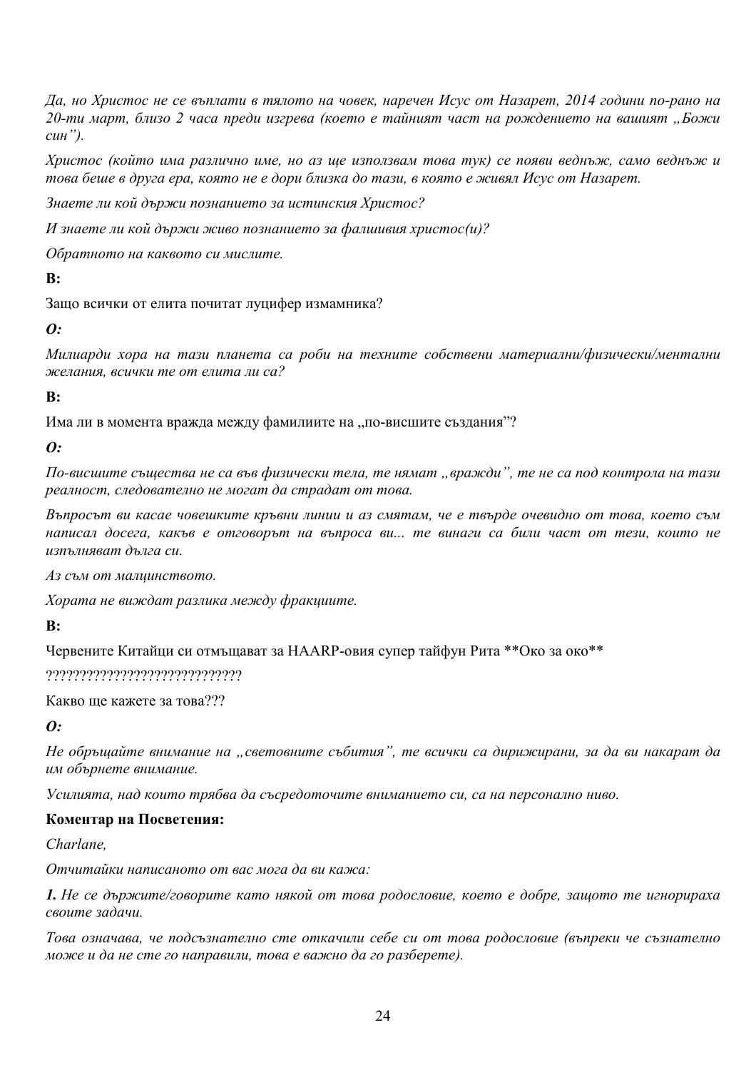*Да, но Христос не се въплати в тялото на човек, наречен Исус от Назарет, 2014 години по-рано на 20-ти март, близо 2 часа преди изгрева (което е тайният час на рождението на вашият „Божи син”).*

*Христос (който има различно име, но аз ще използвам това тук) се появи веднъж, само веднъж и това беше в друга ера, която не е дори близка до тази, в която е живял Исус от Назарет.*

*Знаете ли кой държи познанието за истинския Христос?*

*И знаете ли кой държи живо познанието за фалшивия христос(и)?*

*Обратното на каквото си мислите.*

**В:**

Защо всички от елита почитат луцифер измамника?

***О:***

*Милиарди хора на тази планета са роби на техните собствени материални/физически/ментални желания, всички те от елита ли са?*

**В:**

Има ли в момента вражда между фамилиите на „по-висшите създания”?

***О:***

*По-висшите същества не са във физически тела, те нямат „вражди”, те не са под контрола на тази реалност, следователно не могат да страдат от това.*

*Въпросът ви касае човешките кръвни линии и аз смятам, че е твърде очевидно от това, което съм написал досега, какъв е отговорът на въпроса ви... те винаги са били част от тези, които не изпълняват дълга си.*

*Аз съм от малцинството.*

*Хората не виждат разлика между фракциите.*

**В:**

Червените Китайци си отмъщават за HAARP-овия супер тайфун Рита **Око за око**

????????????????????????????

Какво ще кажете за това???

***О:***

*Не обръщайте внимание на „световните събития”, те всички са дирижирани, за да ви накарат да им обърнете внимание.*

*Усилията, над които трябва да съсредоточите вниманието си, са на персонално ниво.*

**Коментар на Посветения:**

*Charlane,*

*Отчитайки написаното от вас мога да ви кажа:*

***1.*** *Не се държите/говорите като някой от това родословие, което е добре, защото те игнорираха своите задачи.*

*Това означава, че подсъзнателно сте откачили себе си от това родословие (въпреки че съзнателно може и да не сте го направили, това е важно да го разберете).*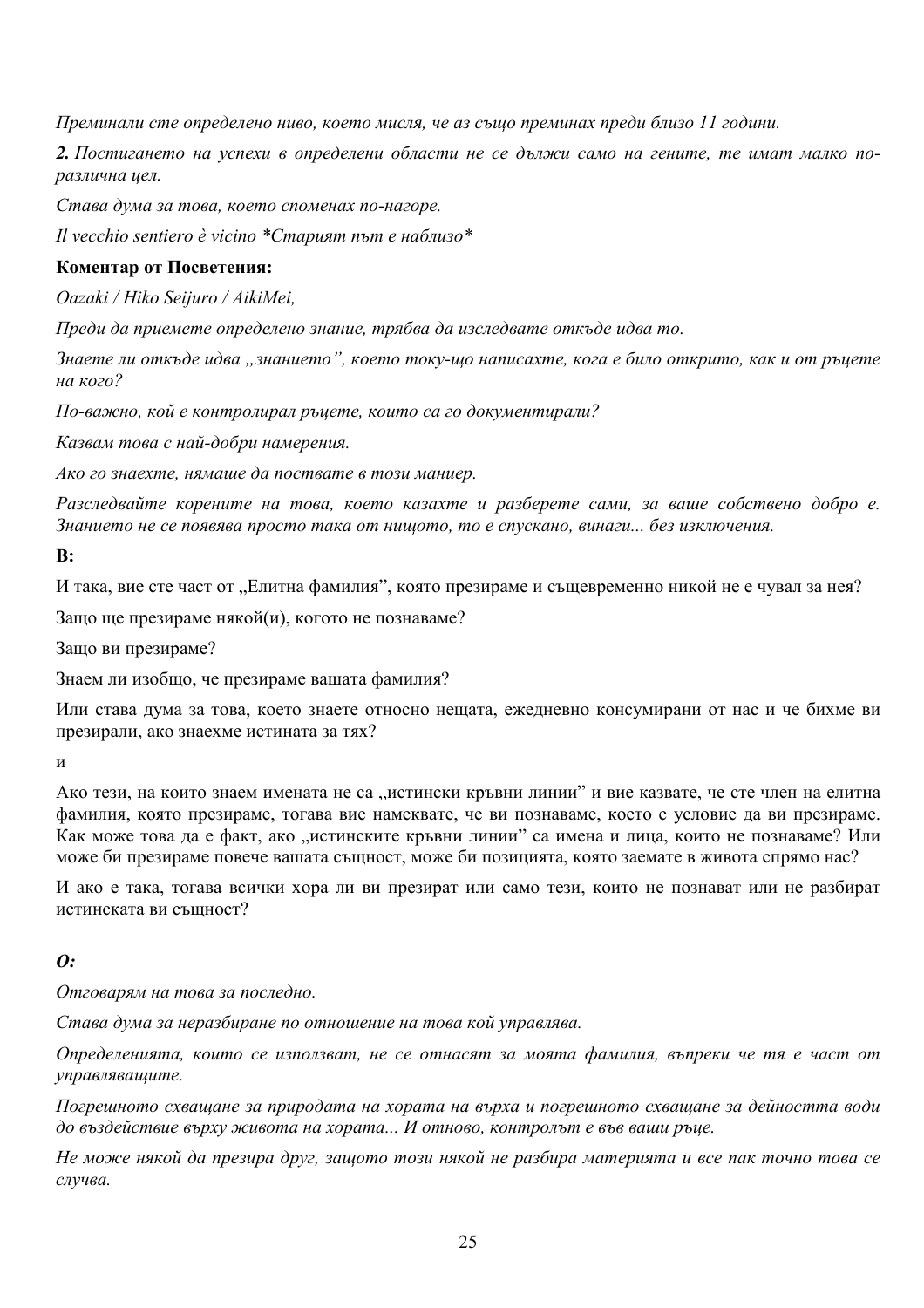*Преминали сте определено ниво, което мисля, че аз също преминах преди близо 11 години.*

***2.** Постигането на успехи в определени области не се дължи само на гените, те имат малко по-различна цел.*

*Става дума за това, което споменах по-нагоре.*

*Il vecchio sentiero è vicino *Старият път е наблизо**

**Коментар от Посветения:**

*Oazaki / Hiko Seijuro / AikiMei,*

*Преди да приемете определено знание, трябва да изследвате откъде идва то.*

*Знаете ли откъде идва „знанието", което току-що написахте, кога е било открито, как и от ръцете на кого?*

*По-важно, кой е контролирал ръцете, които са го документирали?*

*Казвам това с най-добри намерения.*

*Ако го знаехте, нямаше да постъпвате в този маниер.*

*Разследвайте корените на това, което казахте и разберете сами, за ваше собствено добро е. Знанието не се появява просто така от нищото, то е спускано, винаги... без изключения.*

**В:**

И така, вие сте част от „Елитна фамилия", която презираме и същевременно никой не е чувал за нея?

Защо ще презираме някой(и), когото не познаваме?

Защо ви презираме?

Знаем ли изобщо, че презираме вашата фамилия?

Или става дума за това, което знаете относно нещата, ежедневно консумирани от нас и че бихме ви презирали, ако знаехме истината за тях?

и

Ако тези, на които знаем имената не са „истински кръвни линии" и вие казвате, че сте член на елитна фамилия, която презираме, тогава вие намеквате, че ви познаваме, което е условие да ви презираме. Как може това да е факт, ако „истинските кръвни линии" са имена и лица, които не познаваме? Или може би презираме повече вашата същност, може би позицията, която заемате в живота спрямо нас?

И ако е така, тогава всички хора ли ви презират или само тези, които не познават или не разбират истинската ви същност?

***О:***

*Отговарям на това за последно.*

*Става дума за неразбиране по отношение на това кой управлява.*

*Определенията, които се използват, не се отнасят за моята фамилия, въпреки че тя е част от управляващите.*

*Погрешното схващане за природата на хората на върха и погрешното схващане за дейността води до въздействие върху живота на хората... И отново, контролът е във ваши ръце.*

*Не може някой да презира друг, защото този някой не разбира материята и все пак точно това се случва.*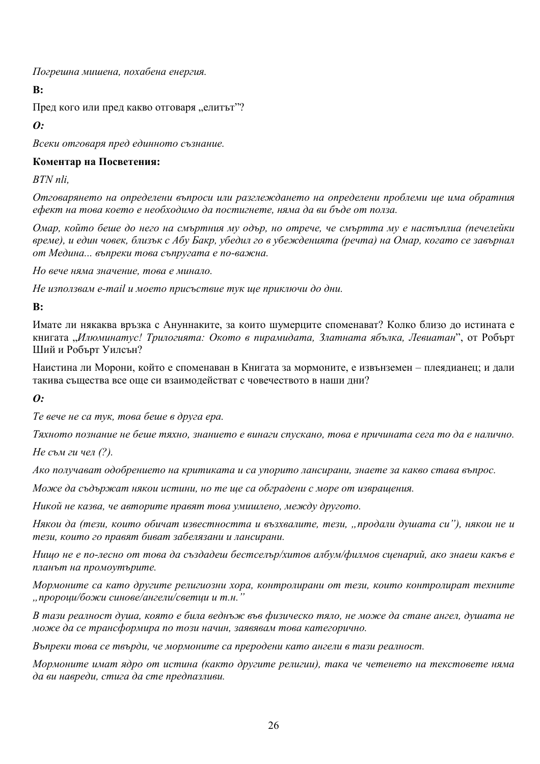*Погрешна мишена, похабена енергия.*

**В:**

Пред кого или пред какво отговаря „елитът"?

***О:***

*Всеки отговаря пред единното съзнание.*

**Коментар на Посветения:**

*BTN nli,*

*Отговарянето на определени въпроси или разглеждането на определени проблеми ще има обратния ефект на това което е необходимо да постигнете, няма да ви бъде от полза.*

*Омар, който беше до него на смъртния му одър, но отрече, че смъртта му е настъплиа (печелейки време), и един човек, близък с Абу Бакр, убедил го в убежденията (речта) на Омар, когато се завърнал от Медина... въпреки това съпругата е по-важна.*

*Но вече няма значение, това е минало.*

*Не използвам e-mail и моето присъствие тук ще приключи до дни.*

**В:**

Имате ли някаква връзка с Анунаките, за които шумерците споменават? Колко близо до истината е книгата „*Илюминатус! Трилогията: Окото в пирамидата, Златната ябълка, Левиатан*", от Робърт Ший и Робърт Уилсън?

Наистина ли Морони, който е споменаван в Книгата за мормоните, е извънземен – плеядианец; и дали такива същества все още си взаимодействат с човечеството в наши дни?

***О:***

*Те вече не са тук, това беше в друга ера.*

*Тяхното познание не беше тяхно, знанието е винаги спускано, това е причината сега то да е налично.*

*Не съм ги чел (?).*

*Ако получават одобрението на критиката и са упорито лансирани, знаете за какво става въпрос.*

*Може да съдържат някои истини, но те ще са обградени с море от извращения.*

*Никой не казва, че авторите правят това умишлено, между другото.*

*Някои да (тези, които обичат известността и възхвалите, тези, „продали душата си"), някои не и тези, които го правят биват забелязани и лансирани.*

*Нищо не е по-лесно от това да създадеш бестселър/хитов албум/филмов сценарий, ако знаеш какъв е планът на промоутърите.*

*Мормоните са като другите религиозни хора, контролирани от тези, които контролират техните „пророци/божи синове/ангели/светци и т.н."*

*В тази реалност душа, която е била веднъж във физическо тяло, не може да стане ангел, душата не може да се трансформира по този начин, заявявам това категорично.*

*Въпреки това се твърди, че мормоните са преродени като ангели в тази реалност.*

*Мормоните имат ядро от истина (както другите религии), така че четенето на текстовете няма да ви навреди, стига да сте предпазливи.*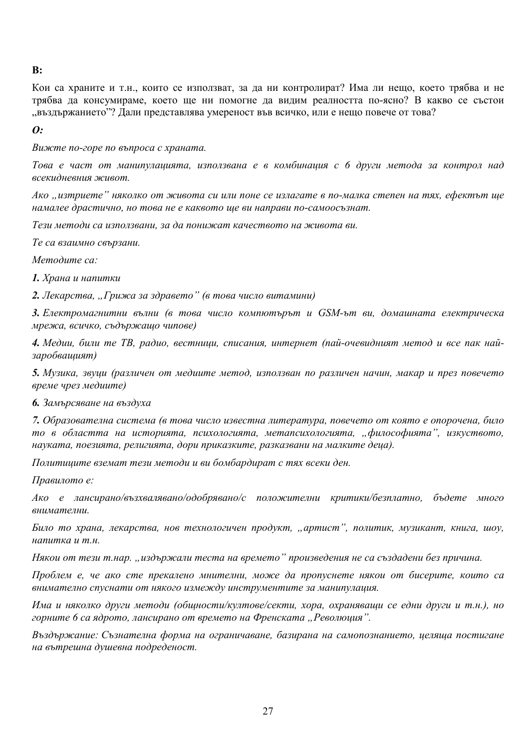**В:**

Кои са храните и т.н., които се използват, за да ни контролират? Има ли нещо, което трябва и не трябва да консумираме, което ще ни помогне да видим реалността по-ясно? В какво се състои „въздържанието”? Дали представлява умереност във всичко, или е нещо повече от това?

***О:***

*Вижте по-горе по въпроса с храната.*

*Това е част от манипулацията, използвана е в комбинация с 6 други метода за контрол над всекидневния живот.*

*Ако „изтриете” няколко от живота си или поне се излагате в по-малка степен на тях, ефектът ще намалее драстично, но това не е каквото ще ви направи по-самоосъзнат.*

*Тези методи са използвани, за да понижат качеството на живота ви.*

*Те са взаимно свързани.*

*Методите са:*

***1.** Храна и напитки*

***2.** Лекарства, „Грижа за здравето” (в това число витамини)*

***3.** Електромагнитни вълни (в това число компютърът и GSM-ът ви, домашната електрическа мрежа, всичко, съдържащо чипове)*

***4.** Медии, били те ТВ, радио, вестници, списания, интернет (най-очевидният метод и все пак най-заробващият)*

***5.** Музика, звуци (различен от медиите метод, използван по различен начин, макар и през повечето време чрез медиите)*

***6.** Замърсяване на въздуха*

***7.** Образователна система (в това число известна литература, повечето от която е опорочена, било то в областта на историята, психологията, метапсихологията, „философията”, изкуството, науката, поезията, религията, дори приказките, разказвани на малките деца).*

*Политиците вземат тези методи и ви бомбардират с тях всеки ден.*

*Правилото е:*

*Ако е лансирано/възхваляване/одобрявано/с положителни критики/безплатно, бъдете много внимателни.*

*Било то храна, лекарства, нов технологичен продукт, „артист”, политик, музикант, книга, шоу, напитка и т.н.*

*Някои от тези т.нар. „издържали теста на времето” произведения не са създадени без причина.*

*Проблем е, че ако сте прекалено мнителни, може да пропуснете някои от бисерите, които са внимателно спуснати от някого измежду инструментите за манипулация.*

*Има и няколко други методи (общности/култове/секти, хора, охраняващи се едни други и т.н.), но горните 6 са ядрото, лансирано от времето на Френската „Революция”.*

*Въздържание: Съзнателна форма на ограничаване, базирана на самопознанието, целяща постигане на вътрешна душевна подреденост.*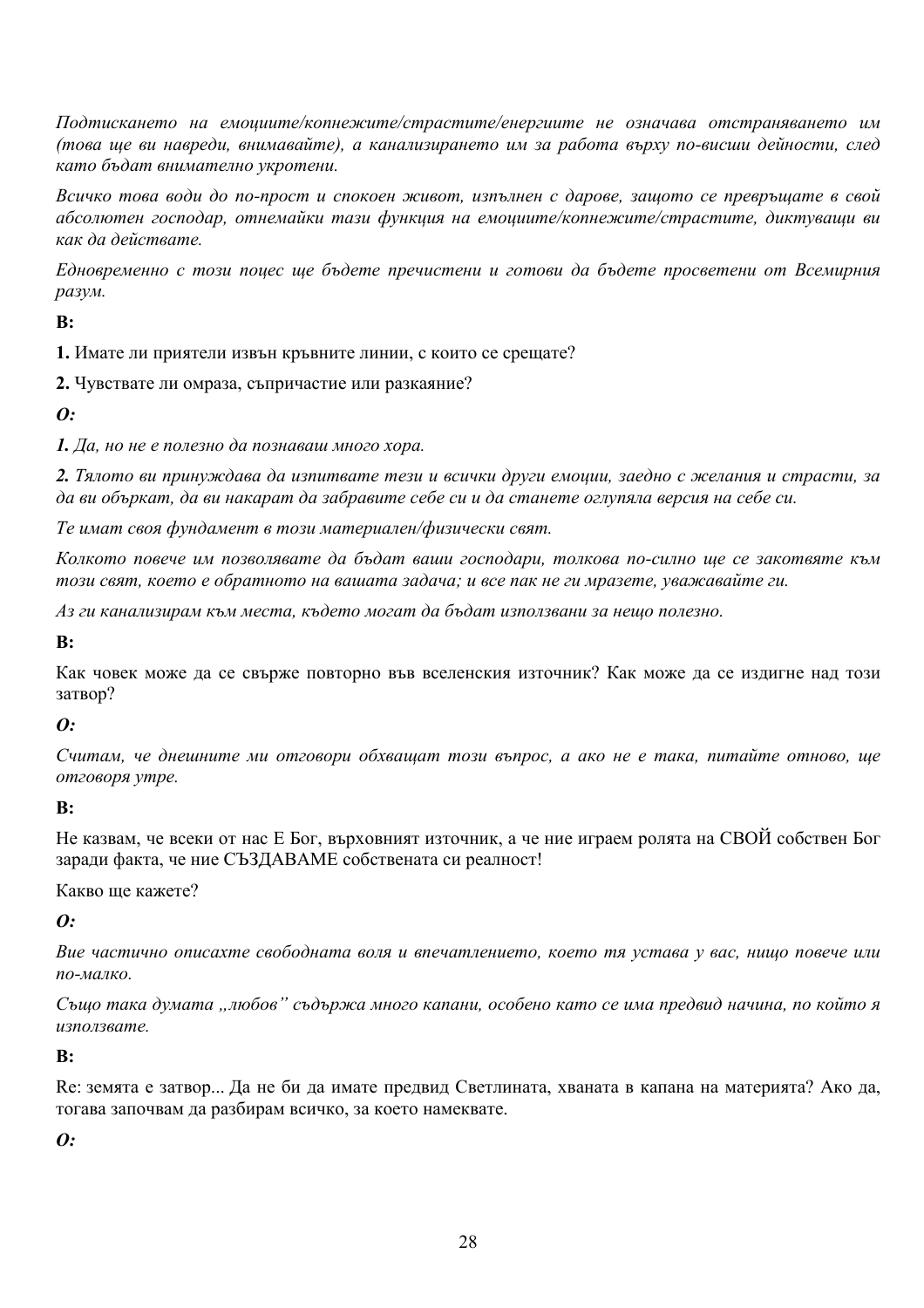*Подтискането на емоциите/копнежите/страстите/енергиите не означава отстраняването им (това ще ви навреди, внимавайте), а канализирането им за работа върху по-висши дейности, след като бъдат внимателно укротени.*

*Всичко това води до по-прост и спокоен живот, изпълнен с дарове, защото се превръщате в свой абсолютен господар, отнемайки тази функция на емоциите/копнежите/страстите, диктуващи ви как да действате.*

*Едновременно с този поцес ще бъдете пречистени и готови да бъдете просветени от Всемирния разум.*

**В:**

**1.** Имате ли приятели извън кръвните линии, с които се срещате?

**2.** Чувствате ли омраза, съпричастие или разкаяние?

***О:***

***1.*** *Да, но не е полезно да познаваш много хора.*

***2.*** *Тялото ви принуждава да изпитвате тези и всички други емоции, заедно с желания и страсти, за да ви объркат, да ви накарат да забравите себе си и да станете оглупяла версия на себе си.*

*Те имат своя фундамент в този материален/физически свят.*

*Колкото повече им позволявате да бъдат ваши господари, толкова по-силно ще се закотвяте към този свят, което е обратното на вашата задача; и все пак не ги мразете, уважавайте ги.*

*Аз ги канализирам към места, където могат да бъдат използвани за нещо полезно.*

**В:**

Как човек може да се свърже повторно във вселенския източник? Как може да се издигне над този затвор?

***О:***

*Считам, че днешните ми отговори обхващат този въпрос, а ако не е така, питайте отново, ще отговоря утре.*

**В:**

Не казвам, че всеки от нас Е Бог, върховният източник, а че ние играем ролята на СВОЙ собствен Бог заради факта, че ние СЪЗДАВАМЕ собствената си реалност!

Какво ще кажете?

***О:***

*Вие частично описахте свободната воля и впечатлението, което тя устава у вас, нищо повече или по-малко.*

*Също така думата „любов" съдържа много капани, особено като се има предвид начина, по който я използвате.*

**В:**

Re: земята е затвор... Да не би да имате предвид Светлината, хваната в капана на материята? Ако да, тогава започвам да разбирам всичко, за което намеквате.

***О:***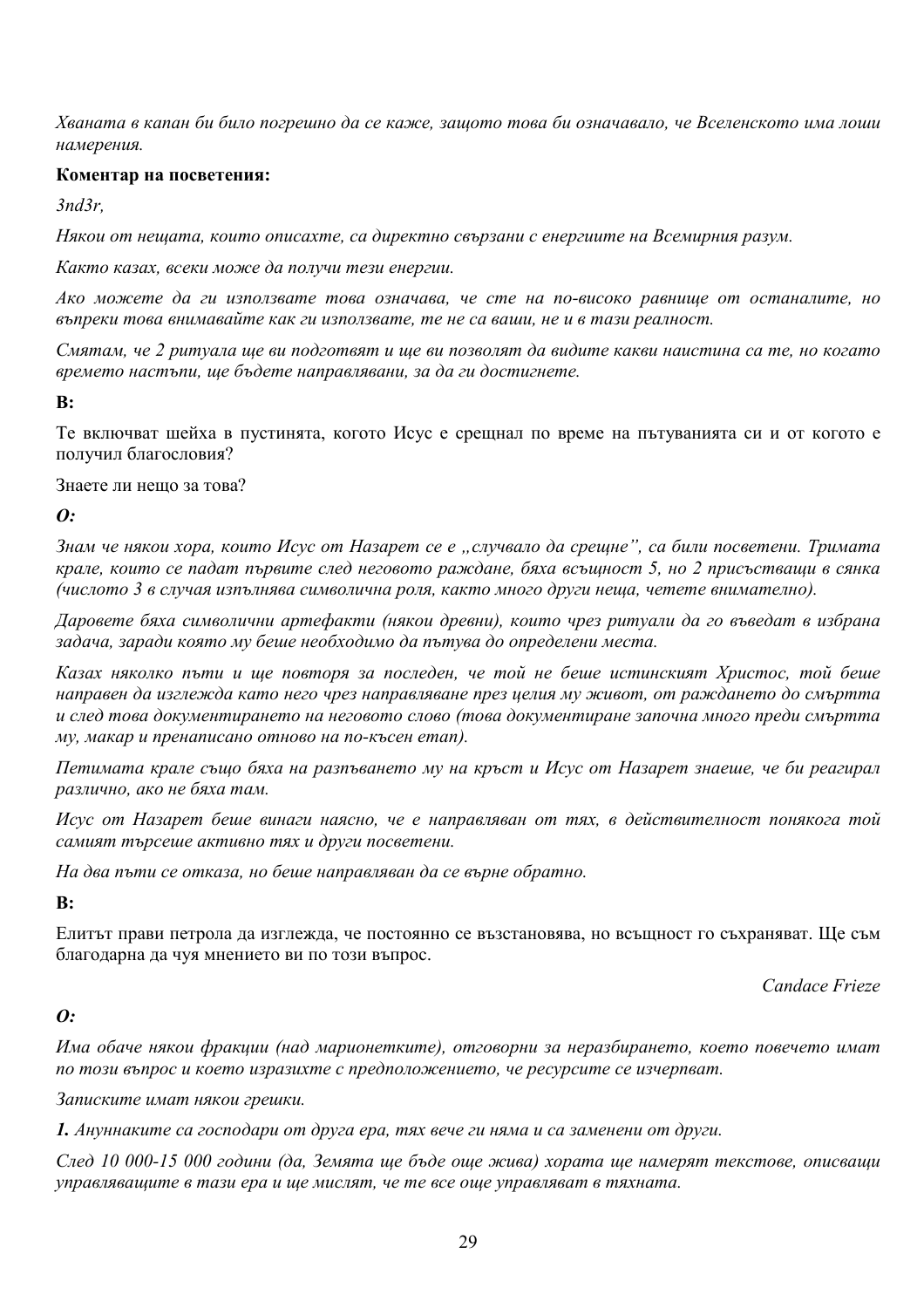*Хваната в капан би било погрешно да се каже, защото това би означавало, че Вселенското има лоши намерения.*

**Коментар на посветения:**

*3nd3r,*

*Някои от нещата, които описахте, са директно свързани с енергиите на Всемирния разум.*

*Както казах, всеки може да получи тези енергии.*

*Ако можете да ги използвате това означава, че сте на по-високо равнище от останалите, но въпреки това внимавайте как ги използвате, те не са ваши, не и в тази реалност.*

*Смятам, че 2 ритуала ще ви подготвят и ще ви позволят да видите какви наистина са те, но когато времето настъпи, ще бъдете направлявани, за да ги достигнете.*

**В:**

Те включват шейха в пустинята, когото Исус е срещнал по време на пътуванията си и от когото е получил благословия?

Знаете ли нещо за това?

***О:***

*Знам че някои хора, които Исус от Назарет се е „случвало да срещне", са били посветени. Тримата крале, които се падат първите след неговото раждане, бяха всъщност 5, но 2 присъстващи в сянка (числото 3 в случая изпълнява символична роля, както много други неща, четете внимателно).*

*Даровете бяха символични артефакти (някои древни), които чрез ритуали да го въведат в избрана задача, заради която му беше необходимо да пътува до определени места.*

*Казах няколко пъти и ще повторя за последен, че той не беше истинският Христос, той беше направен да изглежда като него чрез направляване през целия му живот, от раждането до смъртта и след това документирането на неговото слово (това документиране започна много преди смъртта му, макар и пренаписано отново на по-късен етап).*

*Петимата крале също бяха на разпъването му на кръст и Исус от Назарет знаеше, че би реагирал различно, ако не бяха там.*

*Исус от Назарет беше винаги наясно, че е направляван от тях, в действителност понякога той самият търсеше активно тях и други посветени.*

*На два пъти се отказа, но беше направляван да се върне обратно.*

**В:**

Елитът прави петрола да изглежда, че постоянно се възстановява, но всъщност го съхраняват. Ще съм благодарна да чуя мнението ви по този въпрос.

*Candace Frieze*

***О:***

*Има обаче някои фракции (над марионетките), отговорни за неразбирането, което повечето имат по този въпрос и което изразихте с предположението, че ресурсите се изчерпват.*

*Записките имат някои грешки.*

***1.*** *Ануннаките са господари от друга ера, тях вече ги няма и са заменени от други.*

*След 10 000-15 000 години (да, Земята ще бъде още жива) хората ще намерят текстове, описващи управляващите в тази ера и ще мислят, че те все още управляват в тяхната.*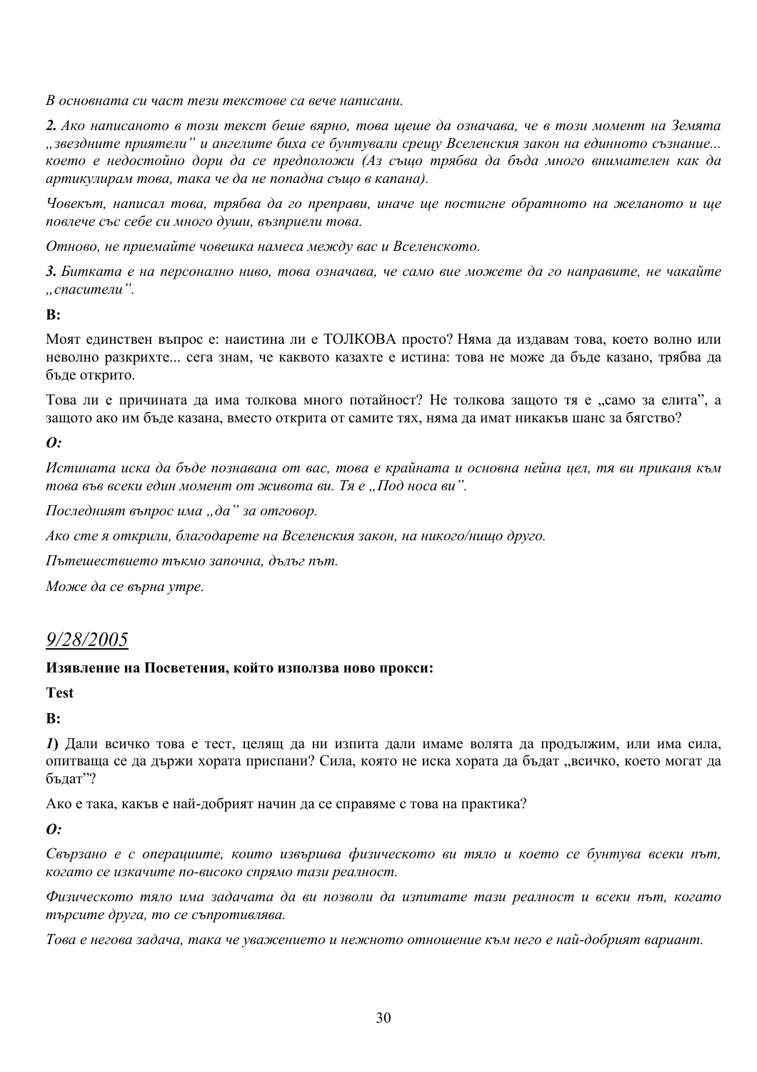*В основната си част тези текстове са вече написани.*

***2.** Ако написаното в този текст беше вярно, това щеше да означава, че в този момент на Земята „звездните приятели" и ангелите биха се бунтували срещу Вселенския закон на единното съзнание... което е недостойно дори да се предположи (Аз също трябва да бъда много внимателен как да артикулирам това, така че да не попадна също в капана).*

*Човекът, написал това, трябва да го преправи, иначе ще постигне обратното на желаното и ще повлече със себе си много души, възприели това.*

*Отново, не приемайте човешка намеса между вас и Вселенското.*

***3.** Битката е на персонално ниво, това означава, че само вие можете да го направите, не чакайте „спасители".*

**В:**

Моят единствен въпрос е: наистина ли е ТОЛКОВА просто? Няма да издавам това, което волно или неволно разкрихте... сега знам, че каквото казахте е истина: това не може да бъде казано, трябва да бъде открито.

Това ли е причината да има толкова много потайност? Не толкова защото тя е „само за елита", а защото ако им бъде казана, вместо открита от самите тях, няма да имат никакъв шанс за бягство?

***О:***

*Истината иска да бъде познавана от вас, това е крайната и основна нейна цел, тя ви приканя към това във всеки един момент от живота ви. Тя е „Под носа ви".*

*Последният въпрос има „да" за отговор.*

*Ако сте я открили, благодарете на Вселенския закон, на никого/нищо друго.*

*Пътешествието тъкмо започна, дълъг път.*

*Може да се върна утре.*

## *9/28/2005*

**Изявление на Посветения, който използва ново прокси:**

**Test**

**В:**

***1**)* Дали всичко това е тест, целящ да ни изпита дали имаме волята да продължим, или има сила, опитваща се да държи хората приспани? Сила, която не иска хората да бъдат „всичко, което могат да бъдат"?

Ако е така, какъв е най-добрият начин да се справяме с това на практика?

***О:***

*Свързано е с операциите, които извършва физическото ви тяло и което се бунтува всеки път, когато се изкачите по-високо спрямо тази реалност.*

*Физическото тяло има задачата да ви позволи да изпитате тази реалност и всеки път, когато търсите друга, то се съпротивлява.*

*Това е негова задача, така че уважението и нежното отношение към него е най-добрият вариант.*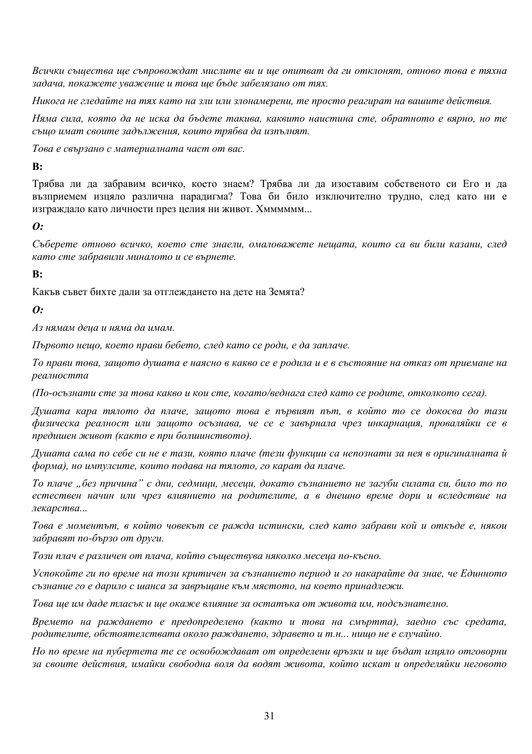*Всички същества ще съпровождат мислите ви и ще опитват да ги отклонят, отново това е тяхна задача, покажете уважение и това ще бъде забелязано от тях.*

*Никога не гледайте на тях като на зли или злонамерени, те просто реагират на вашите действия.*

*Няма сила, която да не иска да бъдете такива, каквито наистина сте, обратното е вярно, но те също имат своите задължения, които трябва да изпълнят.*

*Това е свързано с материалната част от вас.*

**В:**

Трябва ли да забравим всичко, което знаем? Трябва ли да изоставим собственото си Его и да възприемем изцяло различна парадигма? Това би било изключително трудно, след като ни е изграждало като личности през целия ни живот. Хммммmм...

***О:***

*Съберете отново всичко, което сте знаели, омаловажете нещата, които са ви били казани, след като сте забравили миналото и се върнете.*

**В:**

Какъв съвет бихте дали за отглеждането на дете на Земята?

***О:***

*Аз нямам деца и няма да имам.*

*Първото нещо, което прави бебето, след като се роди, е да заплаче.*

*То прави това, защото душата е наясно в какво се е родила и е в състояние на отказ от приемане на реалността*

*(По-осъзнати сте за това какво и кои сте, когато/веднага след като се родите, отколкото сега).*

*Душата кара тялото да плаче, защото това е първият път, в който то се докосва до тази физическа реалност или защото осъзнава, че се е завърнала чрез инкарнация, проваляйки се в предишен живот (както е при болшинството).*

*Душата сама по себе си не е тази, която плаче (тези функции са непознати за нея в оригиналната ѝ форма), но импулсите, които подава на тялото, го карат да плаче.*

*То плаче „без причина" с дни, седмици, месеци, докато съзнанието не загуби силата си, било то по естествен начин или чрез влиянието на родителите, а в днешно време дори и вследствие на лекарства...*

*Това е моментът, в който човекът се ражда истински, след като забрави кой и откъде е, някои забравят по-бързо от други.*

*Този плач е различен от плача, който съществува няколко месеца по-късно.*

*Успокойте ги по време на този критичен за съзнанието период и го накарайте да знае, че Единното съзнание го е дарило с шанса за завръщане към мястото, на което принадлежи.*

*Това ще им даде тласък и ще окаже влияние за остатъка от живота им, подсъзнателно.*

*Времето на раждането е предопределено (както и това на смъртта), заедно със средата, родителите, обстоятелствата около раждането, здравето и т.н... нищо не е случайно.*

*Но по време на пубертета те се освобождават от определени връзки и ще бъдат изцяло отговорни за своите действия, имайки свободна воля да водят живота, който искат и определяйки неговото*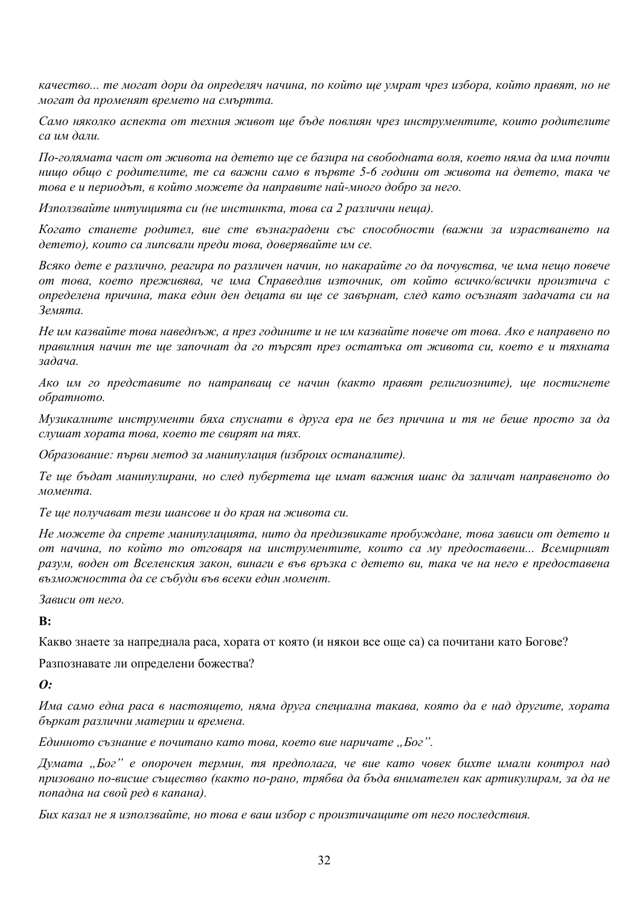*качество... те могат дори да определяч начина, по който ще умрат чрез избора, който правят, но не могат да променят времето на смъртта.*

*Само няколко аспекта от техния живот ще бъде повлиян чрез инструментите, които родителите са им дали.*

*По-голямата част от живота на детето ще се базира на свободната воля, което няма да има почти нищо общо с родителите, те са важни само в първте 5-6 години от живота на детето, така че това е и периодът, в който можете да направите най-много добро за него.*

*Използвайте интуицията си (не инстинкта, това са 2 различни неща).*

*Когато станете родител, вие сте възнаградени със способности (важни за израстването на детето), които са липсвали преди това, доверявайте им се.*

*Всяко дете е различно, реагира по различен начин, но накарайте го да почувства, че има нещо повече от това, което преживява, че има Справедлив източник, от който всичко/всички произтича с определена причина, така един ден децата ви ще се завърнат, след като осъзнаят задачата си на Земята.*

*Не им казвайте това наведнъж, а през годините и не им казвайте повече от това. Ако е направено по правилния начин те ще започнат да го търсят през остатъка от живота си, което е и тяхната задача.*

*Ако им го представите по натрапващ се начин (както правят религиозните), ще постигнете обратното.*

*Музикалните инструменти бяха спуснати в друга ера не без причина и тя не беше просто за да слушат хората това, което те свирят на тях.*

*Образование: първи метод за манипулация (изброих останалите).*

*Те ще бъдат манипулирани, но след пубертета ще имат важния шанс да заличат направеното до момента.*

*Те ще получават тези шансове и до края на живота си.*

*Не можете да спрете манипулацията, нито да предизвикате пробуждане, това зависи от детето и от начина, по който то отговаря на инструментите, които са му предоставени... Всемирният разум, воден от Вселенския закон, винаги е във връзка с детето ви, така че на него е предоставена възможността да се събуди във всеки един момент.*

*Зависи от него.*

**В:**

Какво знаете за напреднала раса, хората от която (и някои все още са) са почитани като Богове?

Разпознавате ли определени божества?

***О:***

*Има само една раса в настоящето, няма друга специална такава, която да е над другите, хората бъркат различни материи и времена.*

*Единното съзнание е почитано като това, което вие наричате „Бог".*

*Думата „Бог" е опорочен термин, тя предполага, че вие като човек бихте имали контрол над призовано по-висше същество (както по-рано, трябва да бъда внимателен как артикулирам, за да не попадна на свой ред в капана).*

*Бих казал не я използвайте, но това е ваш избор с произтичащите от него последствия.*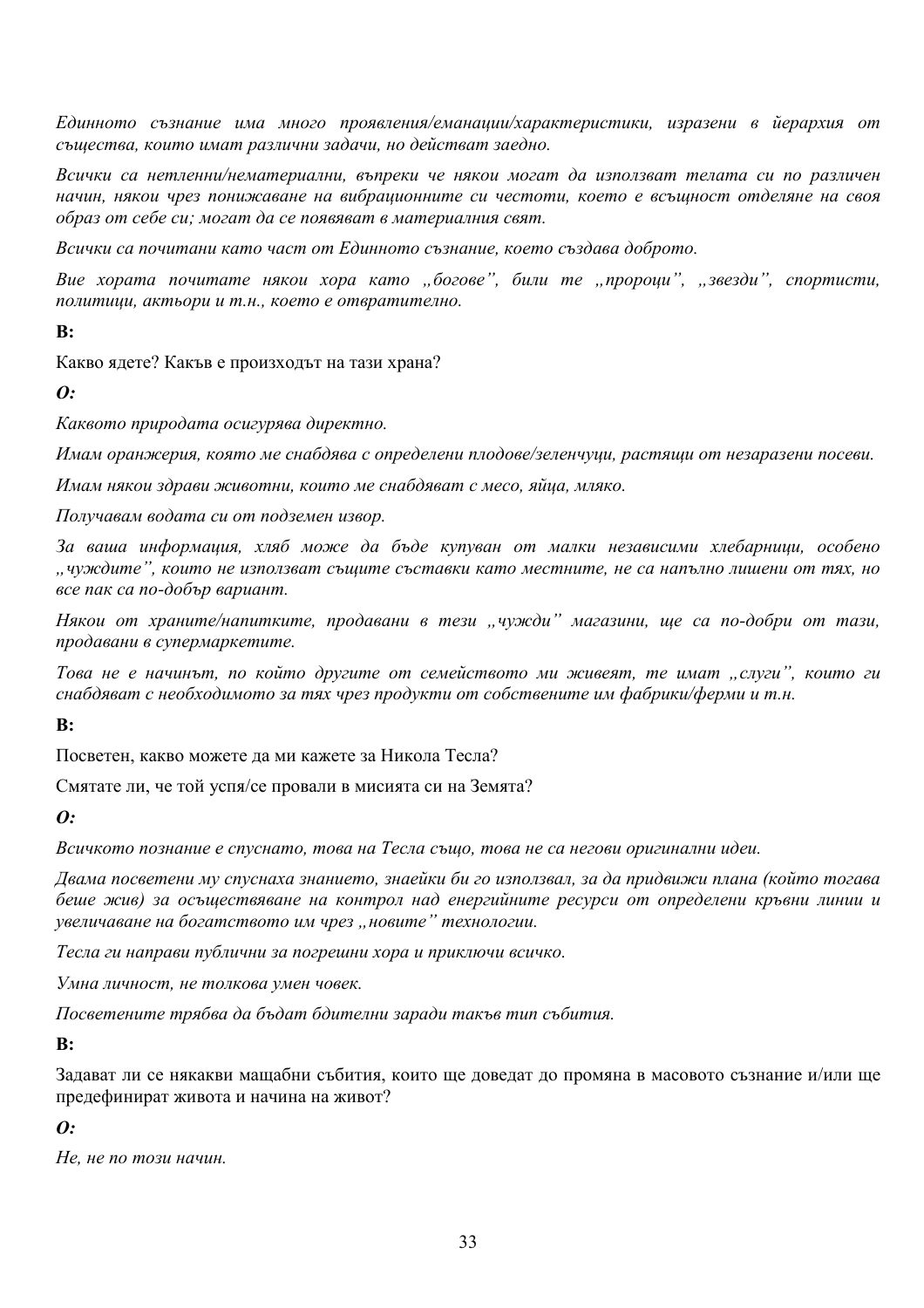*Единното съзнание има много проявления/еманации/характеристики, изразени в йерархия от същества, които имат различни задачи, но действат заедно.*

*Всички са нетленни/нематериални, въпреки че някои могат да използват телата си по различен начин, някои чрез понижаване на вибрационните си честоти, което е всъщност отделяне на своя образ от себе си; могат да се появяват в материалния свят.*

*Всички са почитани като част от Единното съзнание, което създава доброто.*

*Вие хората почитате някои хора като „богове", били те „пророци", „звезди", спортисти, политици, актьори и т.н., което е отвратително.*

**В:**

Какво ядете? Какъв е произходът на тази храна?

***О:***

*Каквото природата осигурява директно.*

*Имам оранжерия, която ме снабдява с определени плодове/зеленчуци, растящи от незаразени посеви.*

*Имам някои здрави животни, които ме снабдяват с месо, яйца, мляко.*

*Получавам водата си от подземен извор.*

*За ваша информация, хляб може да бъде купуван от малки независими хлебарници, особено „чуждите", които не използват същите съставки като местните, не са напълно лишени от тях, но все пак са по-добър вариант.*

*Някои от храните/напитките, продавани в тези „чужди" магазини, ще са по-добри от тази, продавани в супермаркетите.*

*Това не е начинът, по който другите от семейството ми живеят, те имат „слуги", които ги снабдяват с необходимото за тях чрез продукти от собствените им фабрики/ферми и т.н.*

**В:**

Посветен, какво можете да ми кажете за Никола Тесла?

Смятате ли, че той успя/се провали в мисията си на Земята?

***О:***

*Всичкото познание е спуснато, това на Тесла също, това не са негови оригинални идеи.*

*Двама посветени му спуснаха знанието, знаейки би го използвал, за да придвижи плана (който тогава беше жив) за осъществяване на контрол над енергийните ресурси от определени кръвни линии и увеличаване на богатството им чрез „новите" технологии.*

*Тесла ги направи публични за погрешни хора и приключи всичко.*

*Умна личност, не толкова умен човек.*

*Посветените трябва да бъдат бдителни заради такъв тип събития.*

**В:**

Задават ли се някакви мащабни събития, които ще доведат до промяна в масовото съзнание и/или ще предефинират живота и начина на живот?

***О:***

*Не, не по този начин.*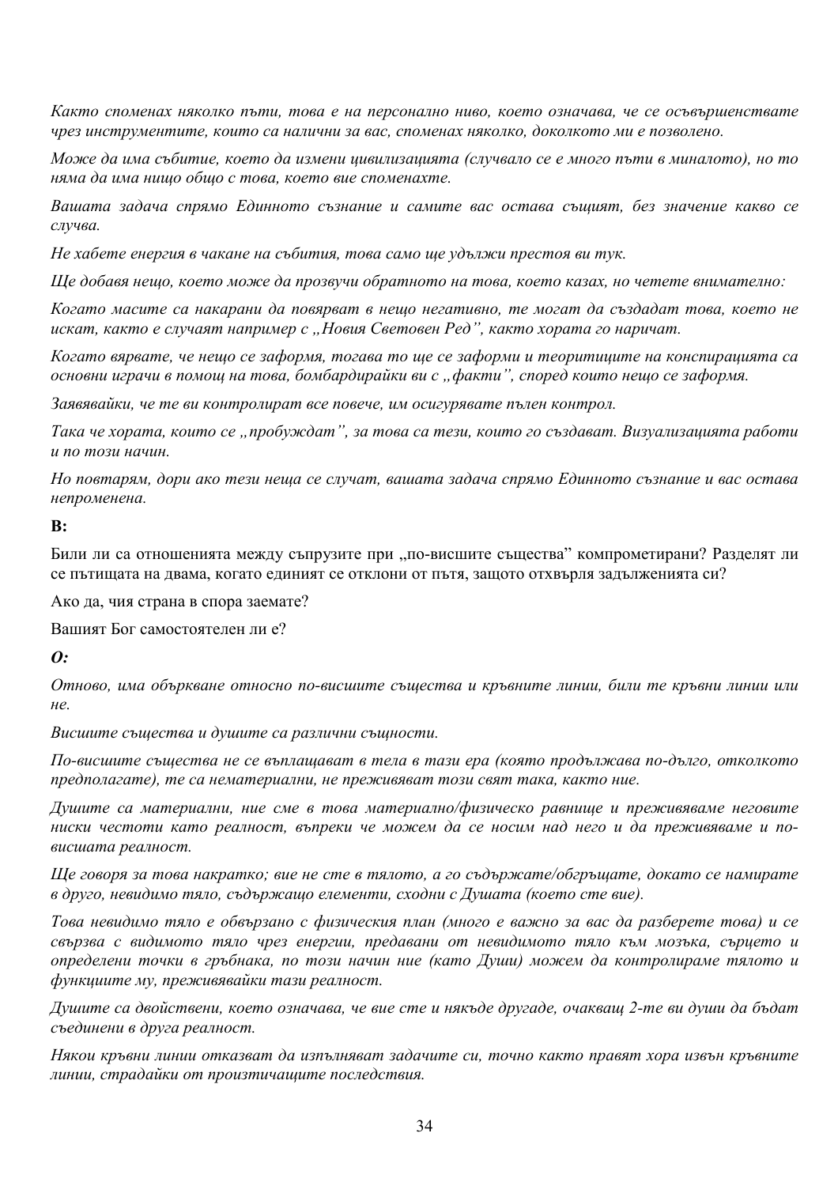*Както споменах няколко пъти, това е на персонално ниво, което означава, че се осъвършенствате чрез инструментите, които са налични за вас, споменах няколко, доколкото ми е позволено.*

*Може да има събитие, което да измени цивилизацията (случвало се е много пъти в миналото), но то няма да има нищо общо с това, което вие споменахте.*

*Вашата задача спрямо Единното съзнание и самите вас остава същият, без значение какво се случва.*

*Не хабете енергия в чакане на събития, това само ще удължи престоя ви тук.*

*Ще добавя нещо, което може да прозвучи обратното на това, което казах, но четете внимателно:*

*Когато масите са накарани да повярват в нещо негативно, те могат да създадат това, което не искат, както е случаят например с „Новия Световен Ред", както хората го наричат.*

*Когато вярвате, че нещо се заформя, тогава то ще се заформи и теоритиците на конспирацията са основни играчи в помощ на това, бомбардирайки ви с „факти", според които нещо се заформя.*

*Заявявайки, че те ви контролират все повече, им осигурявате пълен контрол.*

*Така че хората, които се „пробуждат", за това са тези, които го създават. Визуализацията работи и по този начин.*

*Но повтарям, дори ако тези неща се случат, вашата задача спрямо Единното съзнание и вас остава непроменена.*

**В:**

Били ли са отношенията между съпрузите при „по-висшите същества" компрометирани? Разделят ли се пътищата на двама, когато единият се отклони от пътя, защото отхвърля задълженията си?

Ако да, чия страна в спора заемате?

Вашият Бог самостоятелен ли е?

***О:***

*Отново, има объркване относно по-висшите същества и кръвните линии, били те кръвни линии или не.*

*Висшите същества и душите са различни същности.*

*По-висшите същества не се въплащават в тела в тази ера (която продължава по-дълго, отколкото предполагате), те са нематериални, не преживяват този свят така, както ние.*

*Душите са материални, ние сме в това материално/физическо равнище и преживяваме неговите ниски честоти като реалност, въпреки че можем да се носим над него и да преживяваме и по-висшата реалност.*

*Ще говоря за това накратко; вие не сте в тялото, а го съдържате/обгръщате, докато се намирате в друго, невидимо тяло, съдържащо елементи, сходни с Душата (което сте вие).*

*Това невидимо тяло е обвързано с физическия план (много е важно за вас да разберете това) и се свързва с видимото тяло чрез енергии, предавани от невидимото тяло към мозъка, сърцето и определени точки в гръбнака, по този начин ние (като Души) можем да контролираме тялото и функциите му, преживявайки тази реалност.*

*Душите са двойствени, което означава, че вие сте и някъде другаде, очакващ 2-те ви души да бъдат съединени в друга реалност.*

*Някои кръвни линии отказват да изпълняват задачите си, точно както правят хора извън кръвните линии, страдайки от произтичащите последствия.*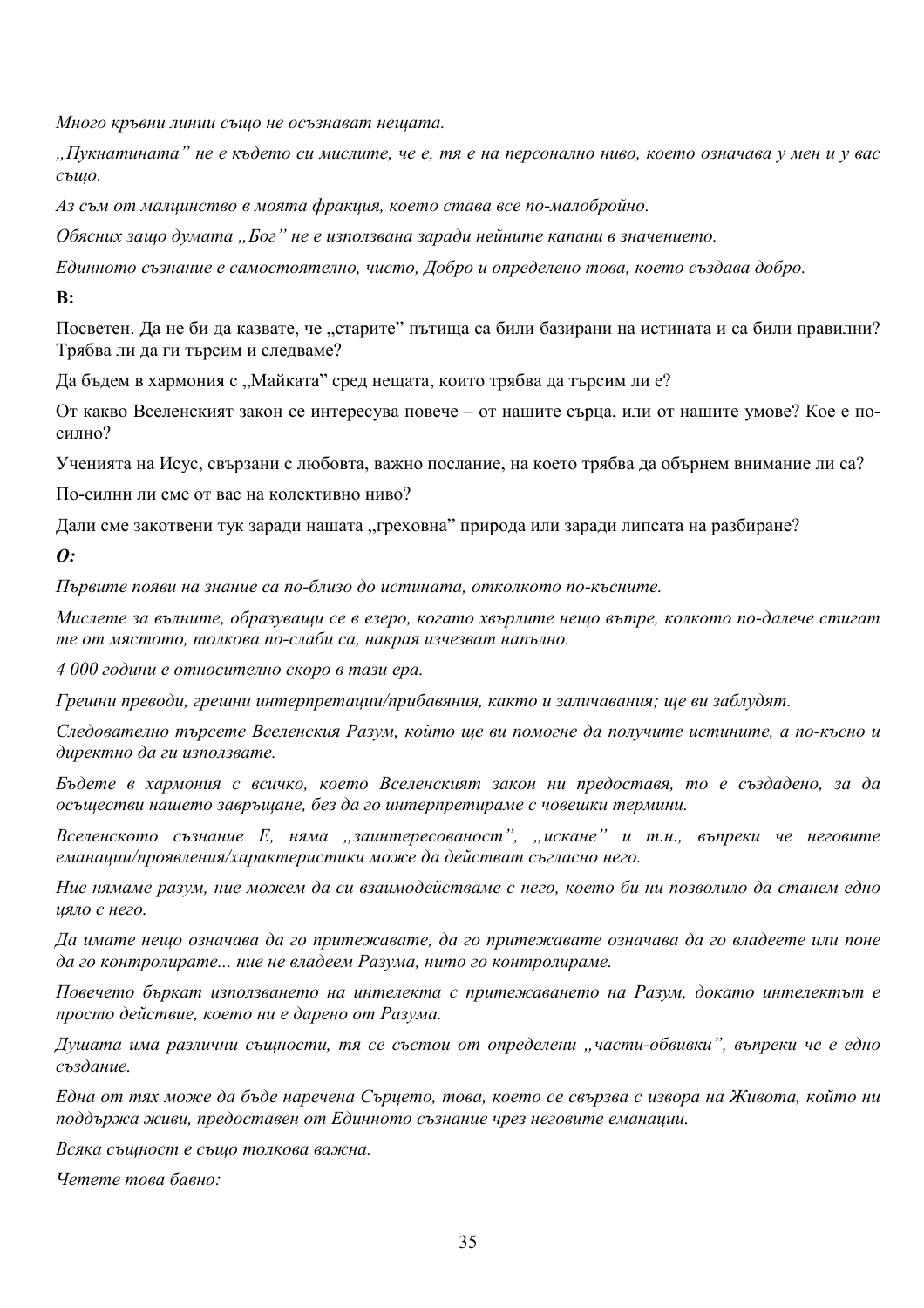*Много кръвни линии също не осъзнават нещата.*

*„Пукнатината" не е където си мислите, че е, тя е на персонално ниво, което означава у мен и у вас също.*

*Аз съм от малцинство в моята фракция, което става все по-малобройно.*

*Обясних защо думата „Бог" не е използвана заради нейните капани в значението.*

*Единното съзнание е самостоятелно, чисто, Добро и определено това, което създава добро.*

**В:**

Посветен. Да не би да казвате, че „старите" пътища са били базирани на истината и са били правилни? Трябва ли да ги търсим и следваме?

Да бъдем в хармония с „Майката" сред нещата, които трябва да търсим ли е?

От какво Вселенският закон се интересува повече – от нашите сърца, или от нашите умове? Кое е по-силно?

Ученията на Исус, свързани с любовта, важно послание, на което трябва да обърнем внимание ли са?

По-силни ли сме от вас на колективно ниво?

Дали сме закотвени тук заради нашата „греховна" природа или заради липсата на разбиране?

***О:***

*Първите появи на знание са по-близо до истината, отколкото по-късните.*

*Мислете за вълните, образуващи се в езеро, когато хвърлите нещо вътре, колкото по-далече стигат те от мястото, толкова по-слаби са, накрая изчезват напълно.*

*4 000 години е относително скоро в тази ера.*

*Грешни преводи, грешни интерпретации/прибавяния, както и заличавания; ще ви заблудят.*

*Следователно търсете Вселенския Разум, който ще ви помогне да получите истините, а по-късно и директно да ги използвате.*

*Бъдете в хармония с всичко, което Вселенският закон ни предоставя, то е създадено, за да осъществи нашето завръщане, без да го интерпретираме с човешки термини.*

*Вселенското съзнание Е, няма „заинтересованост", „искане" и т.н., въпреки че неговите еманации/проявления/характеристики може да действат съгласно него.*

*Ние нямаме разум, ние можем да си взаимодействаме с него, което би ни позволило да станем едно цяло с него.*

*Да имате нещо означава да го притежавате, да го притежавате означава да го владеете или поне да го контролирате... ние не владеем Разума, нито го контролираме.*

*Повечето бъркат използването на интелекта с притежаването на Разум, докато интелектът е просто действие, което ни е дарено от Разума.*

*Душата има различни същности, тя се състои от определени „части-обвивки", въпреки че е едно създание.*

*Една от тях може да бъде наречена Сърцето, това, което се свързва с извора на Живота, който ни поддържа живи, предоставен от Единното съзнание чрез неговите еманации.*

*Всяка същност е също толкова важна.*

*Четете това бавно:*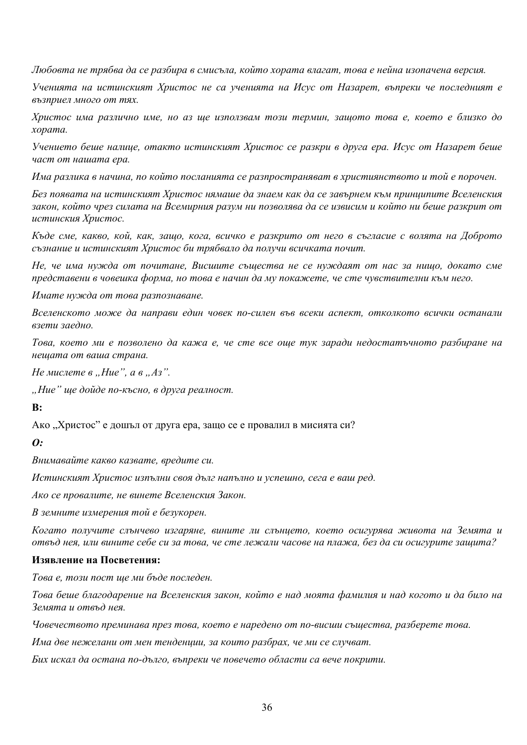*Любовта не трябва да се разбира в смисъла, който хората влагат, това е нейна изопачена версия.*

*Ученията на истинският Христос не са ученията на Исус от Назарет, въпреки че последният е възприел много от тях.*

*Христос има различно име, но аз ще използвам този термин, защото това е, което е близко до хората.*

*Учението беше налице, откакто истинският Христос се разкри в друга ера. Исус от Назарет беше част от нашата ера.*

*Има разлика в начина, по който посланията се разпространяват в християнството и той е порочен.*

*Без появата на истинският Христос нямаше да знаем как да се завърнем към принципите Вселенския закон, който чрез силата на Всемирния разум ни позволява да се извисим и който ни беше разкрит от истинския Христос.*

*Къде сме, какво, кой, как, защо, кога, всичко е разкрито от него в съгласие с волята на Доброто съзнание и истинският Христос би трябвало да получи всичката почит.*

*Не, че има нужда от почитане, Висшите същества не се нуждаят от нас за нищо, докато сме представени в човешка форма, но това е начин да му покажете, че сте чувствителни към него.*

*Имате нужда от това разпознаване.*

*Вселенското може да направи един човек по-силен във всеки аспект, отколкото всички останали взети заедно.*

*Това, което ми е позволено да кажа е, че сте все още тук заради недостатъчното разбиране на нещата от ваша страна.*

*Не мислете в „Ние", а в „Аз".*

*„Ние" ще дойде по-късно, в друга реалност.*

**В:**

Ако „Христос" е дошъл от друга ера, защо се е провалил в мисията си?

***О:***

*Внимавайте какво казвате, вредите си.*

*Истинският Христос изпълни своя дълг напълно и успешно, сега е ваш ред.*

*Ако се провалите, не винете Вселенския Закон.*

*В земните измерения той е безукорен.*

*Когато получите слънчево изгаряне, вините ли слънцето, което осигурява живота на Земята и отвъд нея, или вините себе си за това, че сте лежали часове на плажа, без да си осигурите защита?*

**Изявление на Посветения:**

*Това е, този пост ще ми бъде последен.*

*Това беше благодарение на Вселенския закон, който е над моята фамилия и над когото и да било на Земята и отвъд нея.*

*Човечеството преминава през това, което е наредено от по-висши същества, разберете това.*

*Има две нежелани от мен тенденции, за които разбрах, че ми се случват.*

*Бих искал да остана по-дълго, въпреки че повечето области са вече покрити.*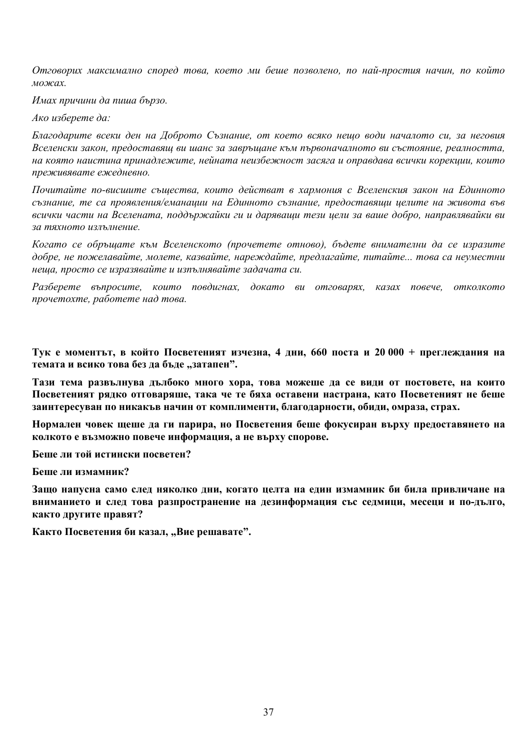*Отговорих максимално според това, което ми беше позволено, по най-простия начин, по който можах.*

*Имах причини да пиша бързо.*

*Ако изберете да:*

*Благодарите всеки ден на Доброто Съзнание, от което всяко нещо води началото си, за неговия Вселенски закон, предоставящ ви шанс за завръщане към първоначалното ви състояние, реалността, на която наистина принадлежите, нейната неизбежност засяга и оправдава всички корекции, които преживявате ежедневно.*

*Почитайте по-висшите същества, които действат в хармония с Вселенския закон на Единното съзнание, те са проявления/еманации на Единното съзнание, предоставящи целите на живота във всички части на Вселената, поддържайки ги и даряващи тези цели за ваше добро, направлявайки ви за тяхното изпълнение.*

*Когато се обръщате към Вселенското (прочетете отново), бъдете внимателни да се изразите добре, не пожелавайте, молете, казвайте, нареждайте, предлагайте, питайте... това са неуместни неща, просто се изразявайте и изпълнявайте задачата си.*

*Разберете въпросите, които повдигнах, докато ви отговарях, казах повече, отколкото прочетохте, работете над това.*

**Тук е моментът, в който Посветеният изчезна, 4 дни, 660 поста и 20 000 + преглеждания на темата и всико това без да бъде „затапен".**

**Тази тема развълнува дълбоко много хора, това можеше да се види от постовете, на които Посветеният рядко отговаряше, така че те бяха оставени настрана, като Посветеният не беше заинтересуван по никакъв начин от комплименти, благодарности, обиди, омраза, страх.**

**Нормален човек щеше да ги парира, но Посветения беше фокусиран върху предоставянето на колкото е възможно повече информация, а не върху спорове.**

**Беше ли той истински посветен?**

**Беше ли измамник?**

**Защо напусна само след няколко дни, когато целта на един измамник би била привличане на вниманието и след това разпространение на дезинформация със седмици, месеци и по-дълго, както другите правят?**

**Както Посветения би казал, „Вие решавате".**